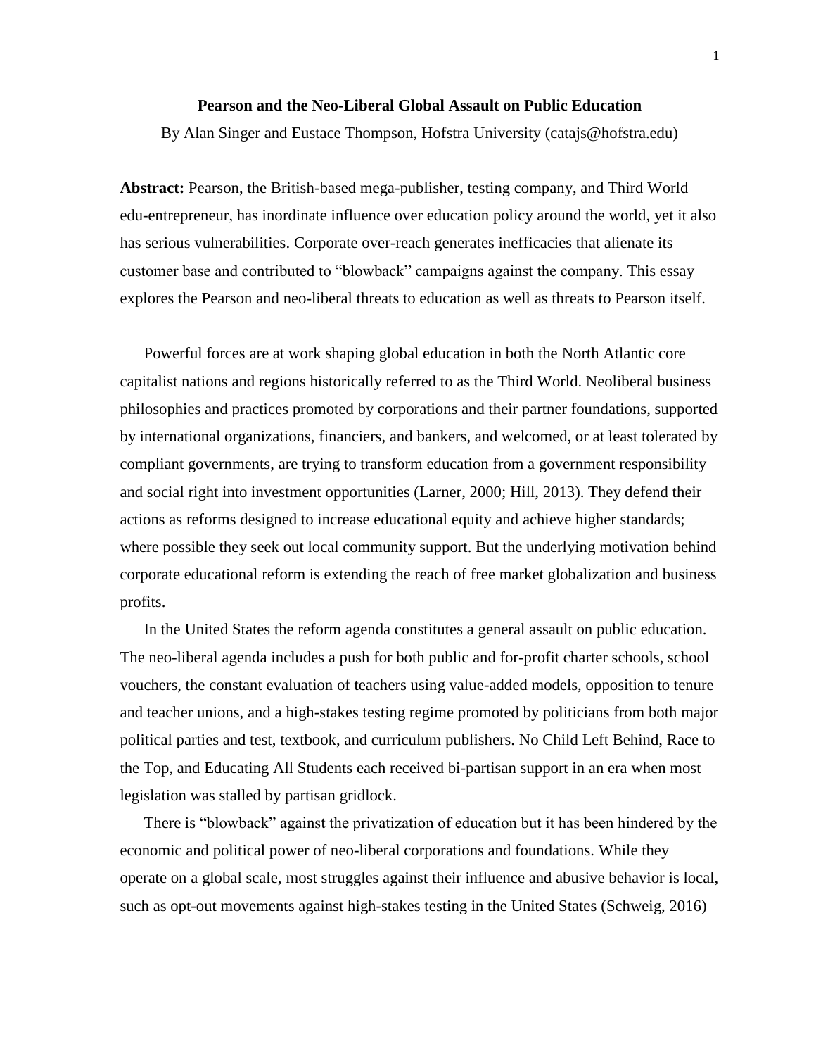# Pearson and the Neo-Liberal Global Assault on Public Education

By Alan Singer and Eustace Thompson, Hofstra University (catajs@hofstra.edu)

**Abstract:** Pearson, the British-based mega-publisher, testing company, and Third World edu-entrepreneur, has inordinate influence over education policy around the world, yet it also has serious vulnerabilities. Corporate over-reach generates inefficacies that alienate its customer base and contributed to "blowback" campaigns against the company. This essay explores the Pearson and neo-liberal threats to education as well as threats to Pearson itself.

Powerful forces are at work shaping global education in both the North Atlantic core capitalist nations and regions historically referred to as the Third World. Neoliberal business philosophies and practices promoted by corporations and their partner foundations, supported by international organizations, financiers, and bankers, and welcomed, or at least tolerated by compliant governments, are trying to transform education from a government responsibility and social right into investment opportunities (Larner, 2000; Hill, 2013). They defend their actions as reforms designed to increase educational equity and achieve higher standards; where possible they seek out local community support. But the underlying motivation behind corporate educational reform is extending the reach of free market globalization and business profits.

In the United States the reform agenda constitutes a general assault on public education. The neo-liberal agenda includes a push for both public and for-profit charter schools, school vouchers, the constant evaluation of teachers using value-added models, opposition to tenure and teacher unions, and a high-stakes testing regime promoted by politicians from both major political parties and test, textbook, and curriculum publishers. No Child Left Behind, Race to the Top, and Educating All Students each received bi-partisan support in an era when most legislation was stalled by partisan gridlock.

There is "blowback" against the privatization of education but it has been hindered by the economic and political power of neo-liberal corporations and foundations. While they operate on a global scale, most struggles against their influence and abusive behavior is local, such as opt-out movements against high-stakes testing in the United States (Schweig, 2016)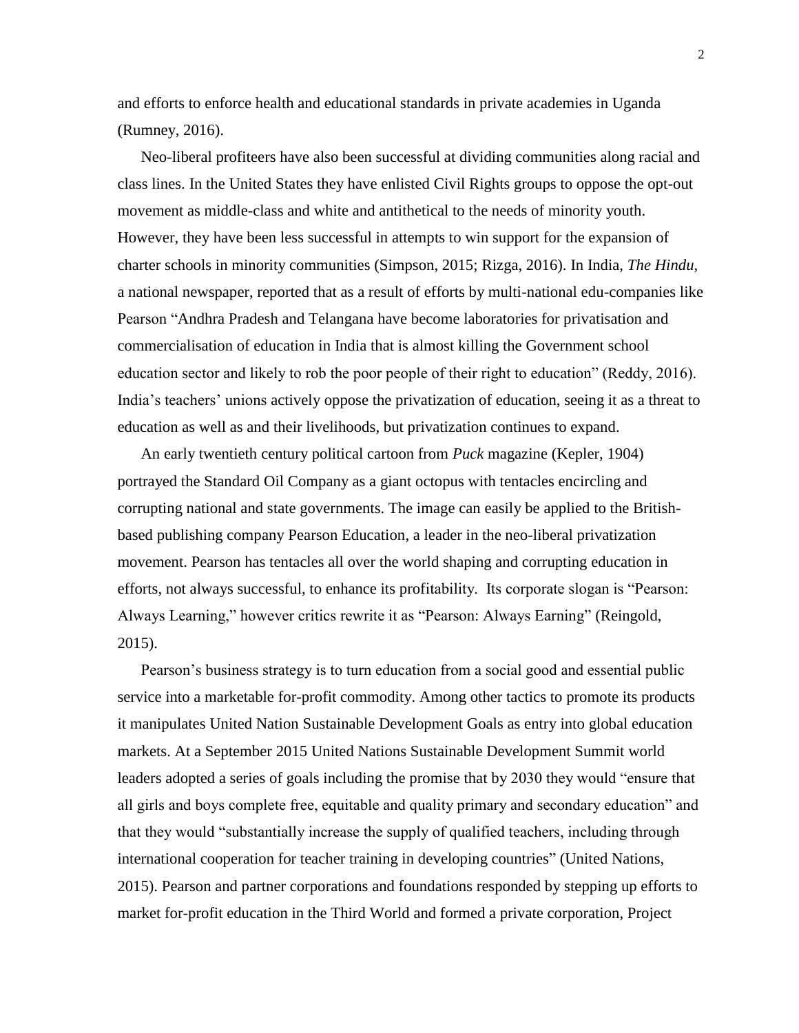and efforts to enforce health and educational standards in private academies in Uganda (Rumney, 2016).

Neo-liberal profiteers have also been successful at dividing communities along racial and class lines. In the United States they have enlisted Civil Rights groups to oppose the opt-out movement as middle-class and white and antithetical to the needs of minority youth. However, they have been less successful in attempts to win support for the expansion of charter schools in minority communities (Simpson, 2015; Rizga, 2016). In India, *The Hindu*, a national newspaper, reported that as a result of efforts by multi-national edu-companies like Pearson "Andhra Pradesh and Telangana have become laboratories for privatisation and commercialisation of education in India that is almost killing the Government school education sector and likely to rob the poor people of their right to education" (Reddy, 2016). India's teachers' unions actively oppose the privatization of education, seeing it as a threat to education as well as and their livelihoods, but privatization continues to expand.

An early twentieth century political cartoon from *Puck* magazine (Kepler, 1904) portrayed the Standard Oil Company as a giant octopus with tentacles encircling and corrupting national and state governments. The image can easily be applied to the British-based publishing company Pearson Education, a leader in the neo-liberal privatization movement. Pearson has tentacles all over the world shaping and corrupting education in efforts, not always successful, to enhance its profitability. Its corporate slogan is "Pearson: Always Learning," however critics rewrite it as "Pearson: Always Earning" (Reingold, 2015).

Pearson's business strategy is to turn education from a social good and essential public service into a marketable for-profit commodity. Among other tactics to promote its products it manipulates United Nation Sustainable Development Goals as entry into global education markets. At a September 2015 United Nations Sustainable Development Summit world leaders adopted a series of goals including the promise that by 2030 they would "ensure that all girls and boys complete free, equitable and quality primary and secondary education" and that they would "substantially increase the supply of qualified teachers, including through international cooperation for teacher training in developing countries" (United Nations, 2015). Pearson and partner corporations and foundations responded by stepping up efforts to market for-profit education in the Third World and formed a private corporation, Project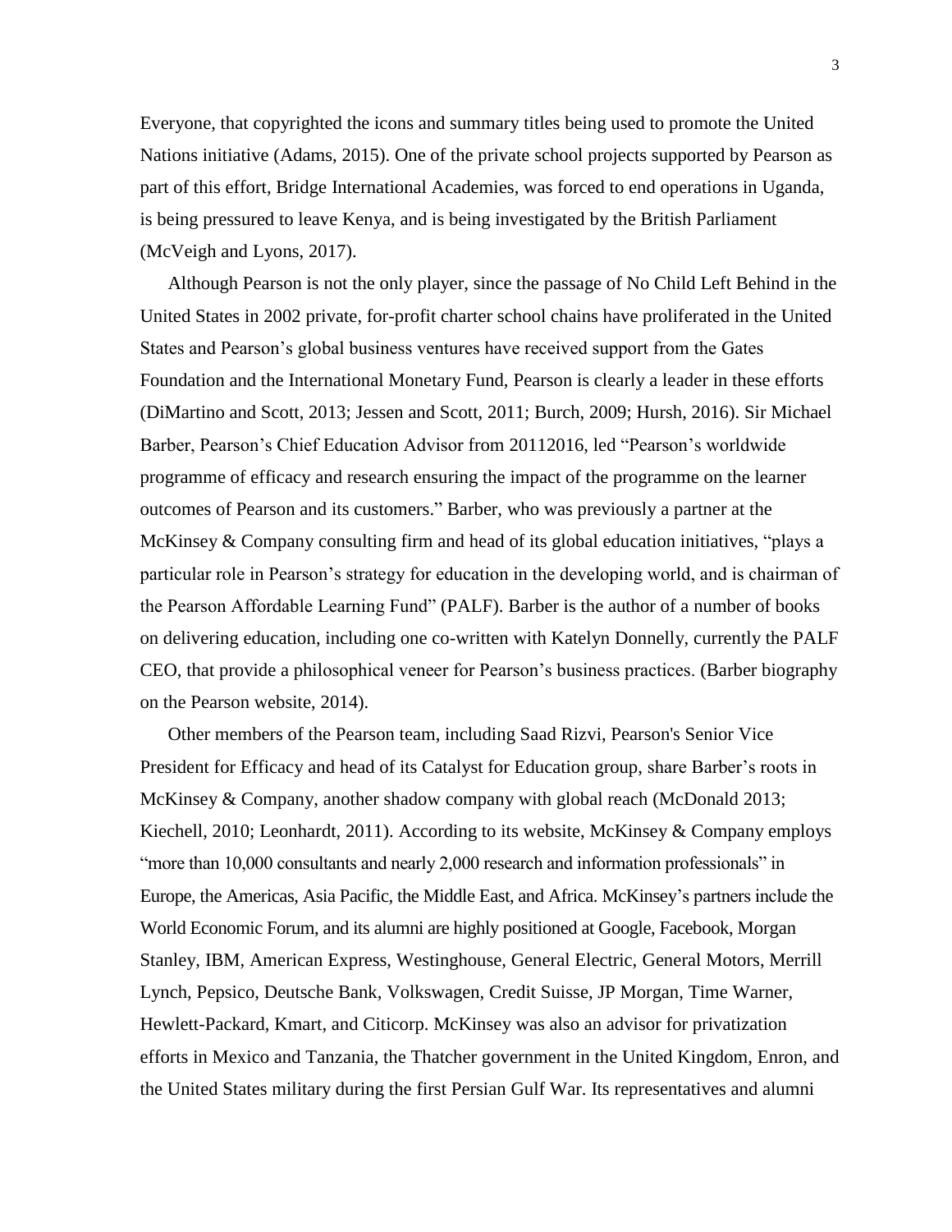Everyone, that copyrighted the icons and summary titles being used to promote the United Nations initiative (Adams, 2015). One of the private school projects supported by Pearson as part of this effort, Bridge International Academies, was forced to end operations in Uganda, is being pressured to leave Kenya, and is being investigated by the British Parliament (McVeigh and Lyons, 2017).

Although Pearson is not the only player, since the passage of No Child Left Behind in the United States in 2002 private, for-profit charter school chains have proliferated in the United States and Pearson's global business ventures have received support from the Gates Foundation and the International Monetary Fund, Pearson is clearly a leader in these efforts (DiMartino and Scott, 2013; Jessen and Scott, 2011; Burch, 2009; Hursh, 2016). Sir Michael Barber, Pearson's Chief Education Advisor from 20112016, led "Pearson's worldwide programme of efficacy and research ensuring the impact of the programme on the learner outcomes of Pearson and its customers." Barber, who was previously a partner at the McKinsey & Company consulting firm and head of its global education initiatives, "plays a particular role in Pearson's strategy for education in the developing world, and is chairman of the Pearson Affordable Learning Fund" (PALF). Barber is the author of a number of books on delivering education, including one co-written with Katelyn Donnelly, currently the PALF CEO, that provide a philosophical veneer for Pearson's business practices. (Barber biography on the Pearson website, 2014).

Other members of the Pearson team, including Saad Rizvi, Pearson's Senior Vice President for Efficacy and head of its Catalyst for Education group, share Barber's roots in McKinsey & Company, another shadow company with global reach (McDonald 2013; Kiechell, 2010; Leonhardt, 2011). According to its website, McKinsey & Company employs "more than 10,000 consultants and nearly 2,000 research and information professionals" in Europe, the Americas, Asia Pacific, the Middle East, and Africa. McKinsey's partners include the World Economic Forum, and its alumni are highly positioned at Google, Facebook, Morgan Stanley, IBM, American Express, Westinghouse, General Electric, General Motors, Merrill Lynch, Pepsico, Deutsche Bank, Volkswagen, Credit Suisse, JP Morgan, Time Warner, Hewlett-Packard, Kmart, and Citicorp. McKinsey was also an advisor for privatization efforts in Mexico and Tanzania, the Thatcher government in the United Kingdom, Enron, and the United States military during the first Persian Gulf War. Its representatives and alumni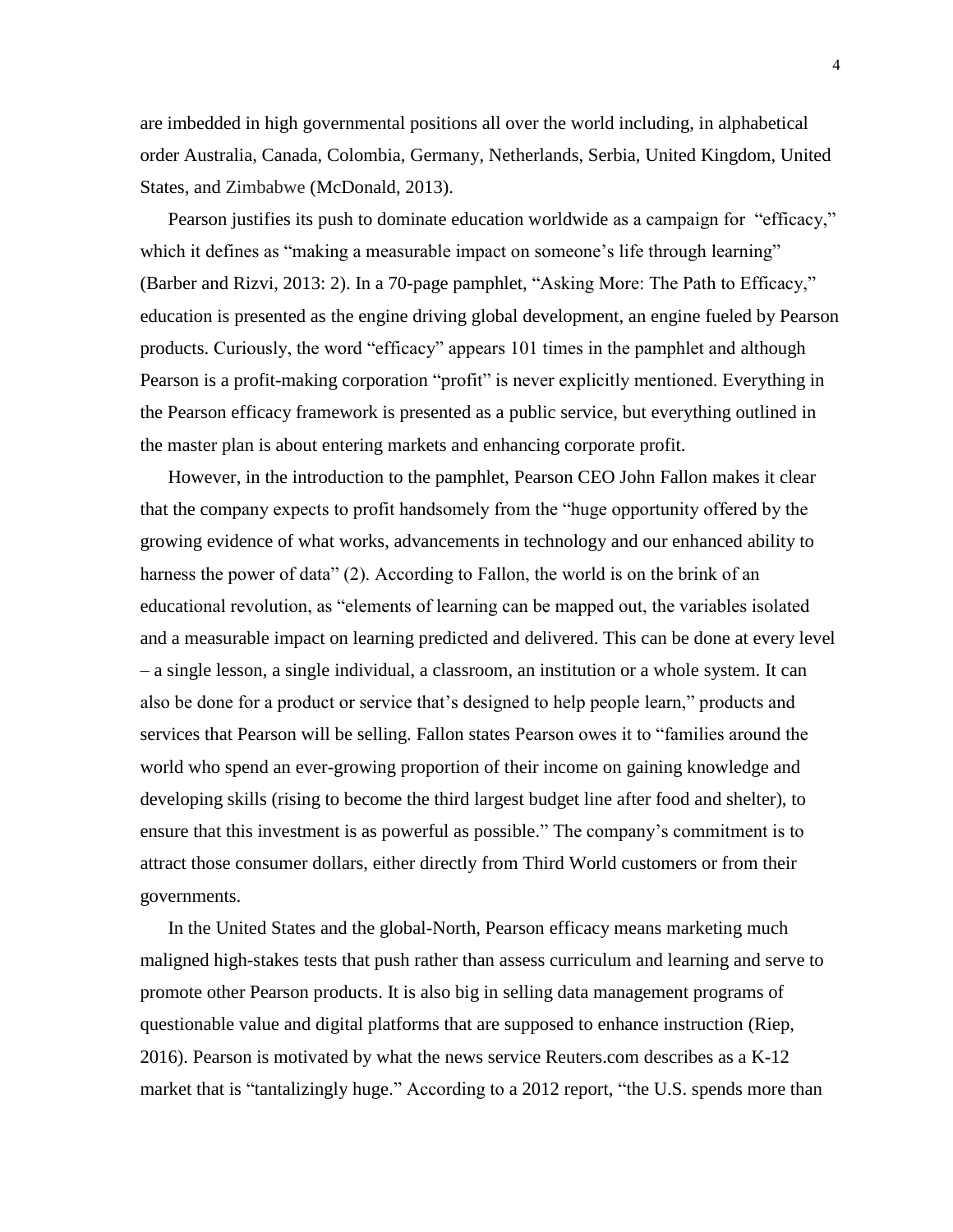are imbedded in high governmental positions all over the world including, in alphabetical order Australia, Canada, Colombia, Germany, Netherlands, Serbia, United Kingdom, United States, and Zimbabwe (McDonald, 2013).

Pearson justifies its push to dominate education worldwide as a campaign for "efficacy," which it defines as "making a measurable impact on someone's life through learning" (Barber and Rizvi, 2013: 2). In a 70-page pamphlet, "Asking More: The Path to Efficacy," education is presented as the engine driving global development, an engine fueled by Pearson products. Curiously, the word "efficacy" appears 101 times in the pamphlet and although Pearson is a profit-making corporation "profit" is never explicitly mentioned. Everything in the Pearson efficacy framework is presented as a public service, but everything outlined in the master plan is about entering markets and enhancing corporate profit.

However, in the introduction to the pamphlet, Pearson CEO John Fallon makes it clear that the company expects to profit handsomely from the "huge opportunity offered by the growing evidence of what works, advancements in technology and our enhanced ability to harness the power of data" (2). According to Fallon, the world is on the brink of an educational revolution, as "elements of learning can be mapped out, the variables isolated and a measurable impact on learning predicted and delivered. This can be done at every level – a single lesson, a single individual, a classroom, an institution or a whole system. It can also be done for a product or service that's designed to help people learn," products and services that Pearson will be selling. Fallon states Pearson owes it to "families around the world who spend an ever-growing proportion of their income on gaining knowledge and developing skills (rising to become the third largest budget line after food and shelter), to ensure that this investment is as powerful as possible." The company's commitment is to attract those consumer dollars, either directly from Third World customers or from their governments.

In the United States and the global-North, Pearson efficacy means marketing much maligned high-stakes tests that push rather than assess curriculum and learning and serve to promote other Pearson products. It is also big in selling data management programs of questionable value and digital platforms that are supposed to enhance instruction (Riep, 2016). Pearson is motivated by what the news service Reuters.com describes as a K-12 market that is "tantalizingly huge." According to a 2012 report, "the U.S. spends more than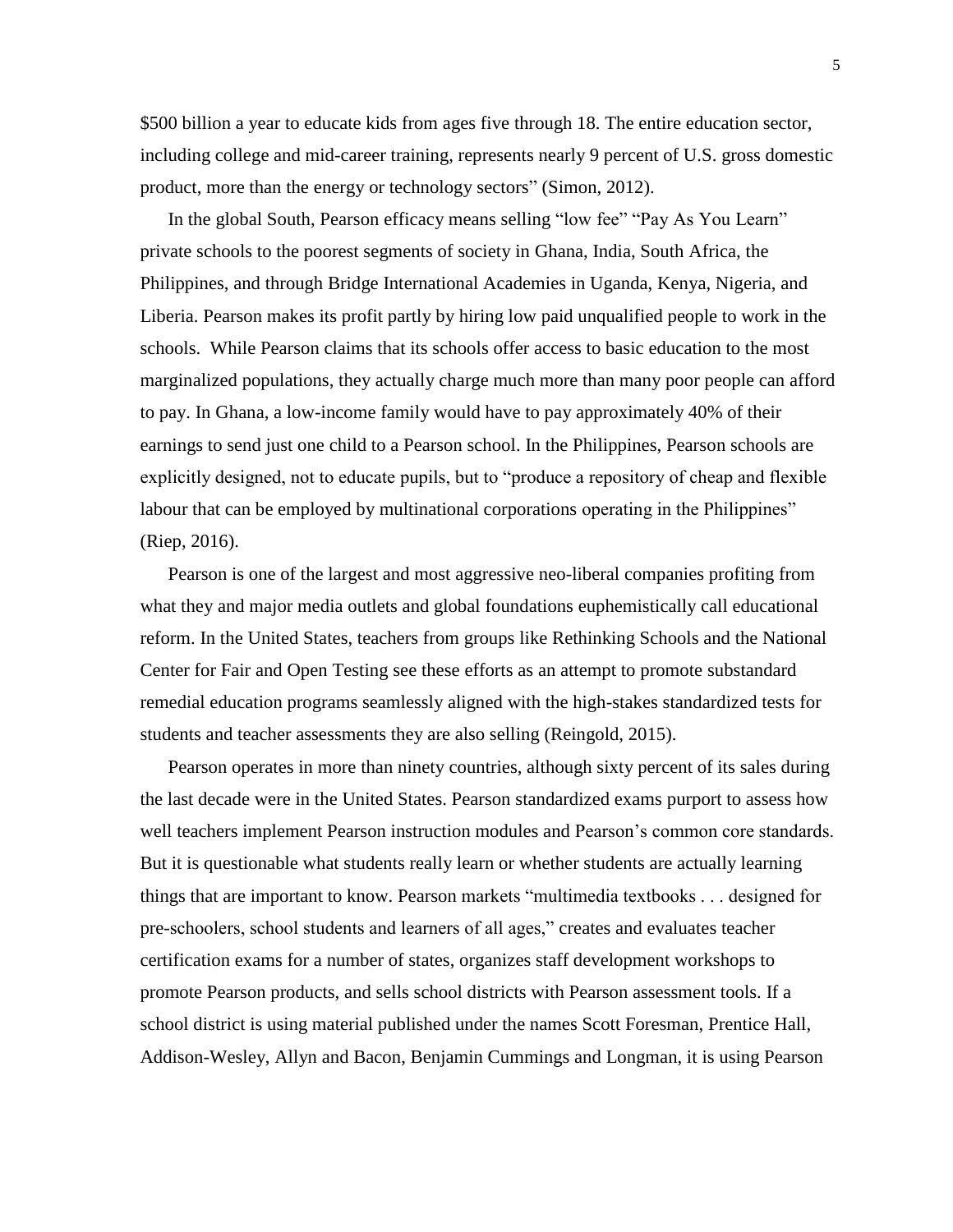$500 billion a year to educate kids from ages five through 18. The entire education sector, including college and mid-career training, represents nearly 9 percent of U.S. gross domestic product, more than the energy or technology sectors" (Simon, 2012).

In the global South, Pearson efficacy means selling "low fee" "Pay As You Learn" private schools to the poorest segments of society in Ghana, India, South Africa, the Philippines, and through Bridge International Academies in Uganda, Kenya, Nigeria, and Liberia. Pearson makes its profit partly by hiring low paid unqualified people to work in the schools. While Pearson claims that its schools offer access to basic education to the most marginalized populations, they actually charge much more than many poor people can afford to pay. In Ghana, a low-income family would have to pay approximately 40% of their earnings to send just one child to a Pearson school. In the Philippines, Pearson schools are explicitly designed, not to educate pupils, but to "produce a repository of cheap and flexible labour that can be employed by multinational corporations operating in the Philippines" (Riep, 2016).

Pearson is one of the largest and most aggressive neo-liberal companies profiting from what they and major media outlets and global foundations euphemistically call educational reform. In the United States, teachers from groups like Rethinking Schools and the National Center for Fair and Open Testing see these efforts as an attempt to promote substandard remedial education programs seamlessly aligned with the high-stakes standardized tests for students and teacher assessments they are also selling (Reingold, 2015).

Pearson operates in more than ninety countries, although sixty percent of its sales during the last decade were in the United States. Pearson standardized exams purport to assess how well teachers implement Pearson instruction modules and Pearson's common core standards. But it is questionable what students really learn or whether students are actually learning things that are important to know. Pearson markets "multimedia textbooks . . . designed for pre-schoolers, school students and learners of all ages," creates and evaluates teacher certification exams for a number of states, organizes staff development workshops to promote Pearson products, and sells school districts with Pearson assessment tools. If a school district is using material published under the names Scott Foresman, Prentice Hall, Addison-Wesley, Allyn and Bacon, Benjamin Cummings and Longman, it is using Pearson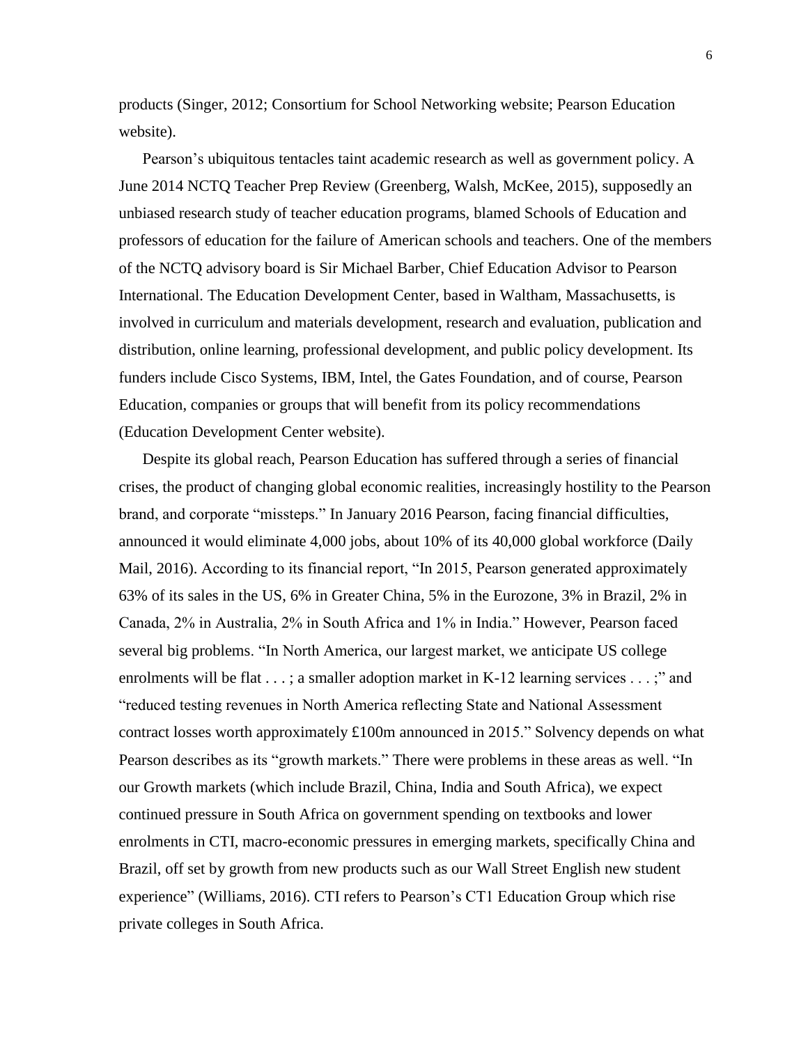products (Singer, 2012; Consortium for School Networking website; Pearson Education website).

Pearson's ubiquitous tentacles taint academic research as well as government policy. A June 2014 NCTQ Teacher Prep Review (Greenberg, Walsh, McKee, 2015), supposedly an unbiased research study of teacher education programs, blamed Schools of Education and professors of education for the failure of American schools and teachers. One of the members of the NCTQ advisory board is Sir Michael Barber, Chief Education Advisor to Pearson International. The Education Development Center, based in Waltham, Massachusetts, is involved in curriculum and materials development, research and evaluation, publication and distribution, online learning, professional development, and public policy development. Its funders include Cisco Systems, IBM, Intel, the Gates Foundation, and of course, Pearson Education, companies or groups that will benefit from its policy recommendations (Education Development Center website).

Despite its global reach, Pearson Education has suffered through a series of financial crises, the product of changing global economic realities, increasingly hostility to the Pearson brand, and corporate "missteps." In January 2016 Pearson, facing financial difficulties, announced it would eliminate 4,000 jobs, about 10% of its 40,000 global workforce (Daily Mail, 2016). According to its financial report, "In 2015, Pearson generated approximately 63% of its sales in the US, 6% in Greater China, 5% in the Eurozone, 3% in Brazil, 2% in Canada, 2% in Australia, 2% in South Africa and 1% in India." However, Pearson faced several big problems. "In North America, our largest market, we anticipate US college enrolments will be flat . . . ; a smaller adoption market in K-12 learning services . . . ;" and "reduced testing revenues in North America reflecting State and National Assessment contract losses worth approximately £100m announced in 2015." Solvency depends on what Pearson describes as its "growth markets." There were problems in these areas as well. "In our Growth markets (which include Brazil, China, India and South Africa), we expect continued pressure in South Africa on government spending on textbooks and lower enrolments in CTI, macro-economic pressures in emerging markets, specifically China and Brazil, off set by growth from new products such as our Wall Street English new student experience" (Williams, 2016). CTI refers to Pearson's CT1 Education Group which rise private colleges in South Africa.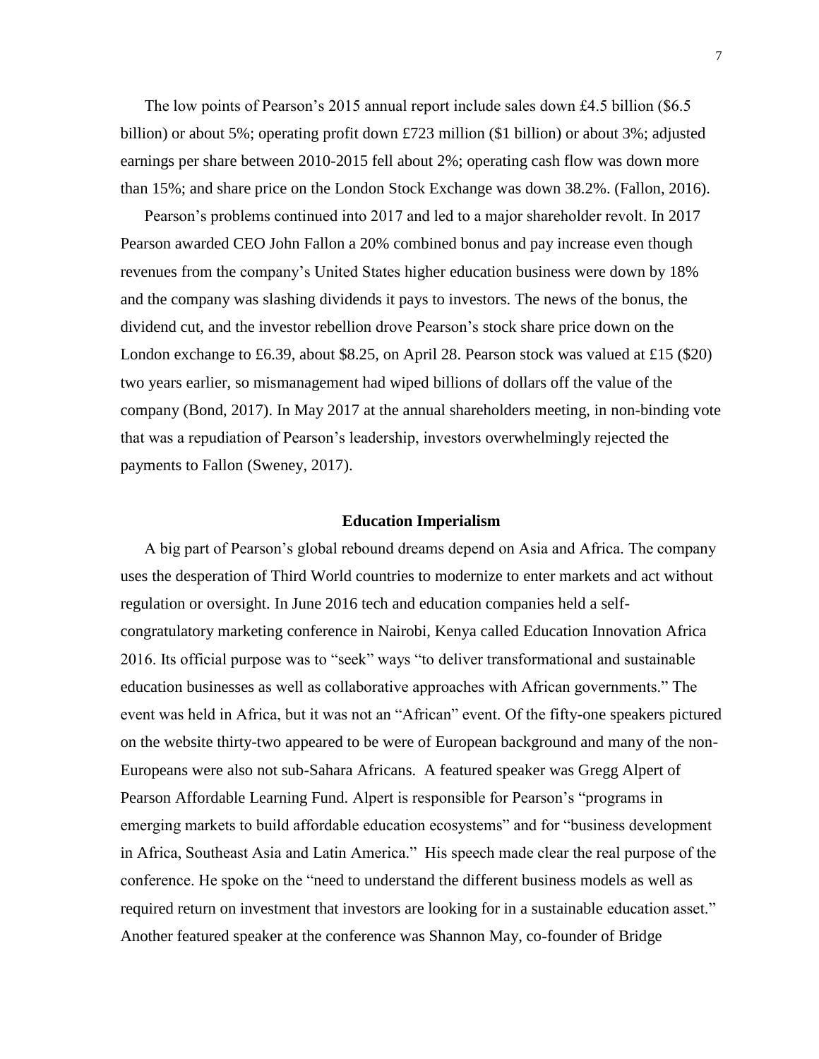The low points of Pearson's 2015 annual report include sales down £4.5 billion ($6.5 billion) or about 5%; operating profit down £723 million ($1 billion) or about 3%; adjusted earnings per share between 2010-2015 fell about 2%; operating cash flow was down more than 15%; and share price on the London Stock Exchange was down 38.2%. (Fallon, 2016).

Pearson's problems continued into 2017 and led to a major shareholder revolt. In 2017 Pearson awarded CEO John Fallon a 20% combined bonus and pay increase even though revenues from the company's United States higher education business were down by 18% and the company was slashing dividends it pays to investors. The news of the bonus, the dividend cut, and the investor rebellion drove Pearson's stock share price down on the London exchange to £6.39, about $8.25, on April 28. Pearson stock was valued at £15 ($20) two years earlier, so mismanagement had wiped billions of dollars off the value of the company (Bond, 2017). In May 2017 at the annual shareholders meeting, in non-binding vote that was a repudiation of Pearson's leadership, investors overwhelmingly rejected the payments to Fallon (Sweney, 2017).

## Education Imperialism

A big part of Pearson's global rebound dreams depend on Asia and Africa. The company uses the desperation of Third World countries to modernize to enter markets and act without regulation or oversight. In June 2016 tech and education companies held a self-congratulatory marketing conference in Nairobi, Kenya called Education Innovation Africa 2016. Its official purpose was to "seek" ways "to deliver transformational and sustainable education businesses as well as collaborative approaches with African governments." The event was held in Africa, but it was not an "African" event. Of the fifty-one speakers pictured on the website thirty-two appeared to be were of European background and many of the non-Europeans were also not sub-Sahara Africans. A featured speaker was Gregg Alpert of Pearson Affordable Learning Fund. Alpert is responsible for Pearson's "programs in emerging markets to build affordable education ecosystems" and for "business development in Africa, Southeast Asia and Latin America." His speech made clear the real purpose of the conference. He spoke on the "need to understand the different business models as well as required return on investment that investors are looking for in a sustainable education asset." Another featured speaker at the conference was Shannon May, co-founder of Bridge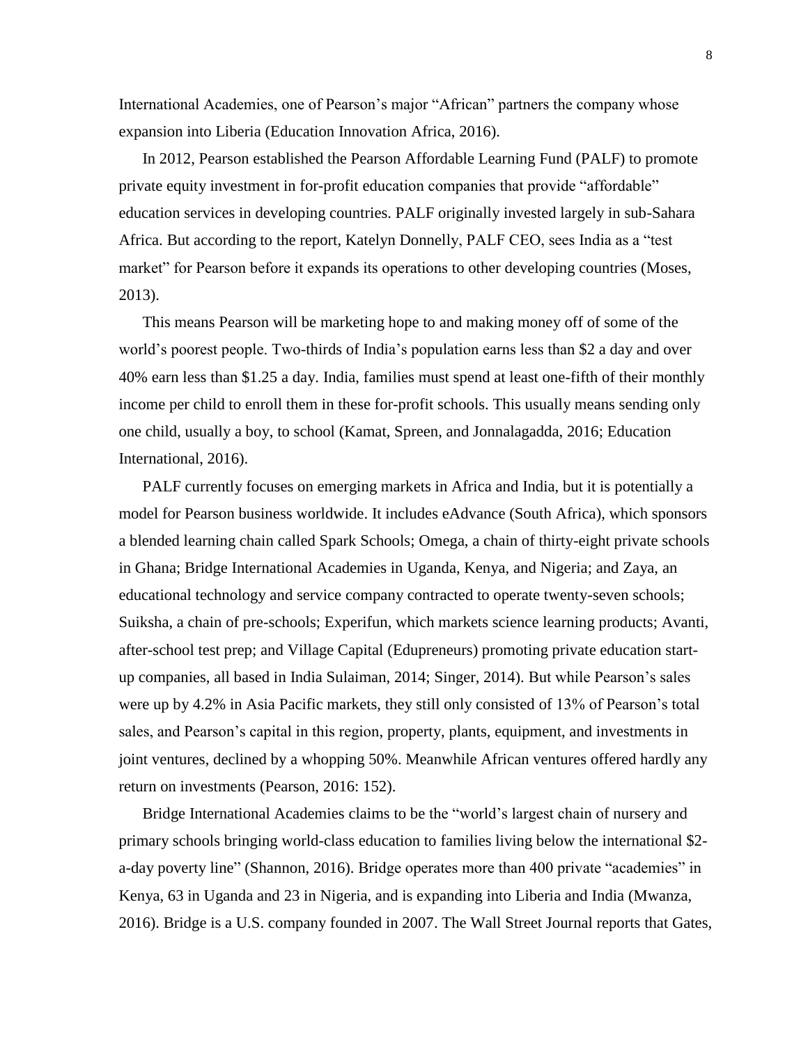International Academies, one of Pearson's major "African" partners the company whose expansion into Liberia (Education Innovation Africa, 2016).

In 2012, Pearson established the Pearson Affordable Learning Fund (PALF) to promote private equity investment in for-profit education companies that provide "affordable" education services in developing countries. PALF originally invested largely in sub-Sahara Africa. But according to the report, Katelyn Donnelly, PALF CEO, sees India as a "test market" for Pearson before it expands its operations to other developing countries (Moses, 2013).

This means Pearson will be marketing hope to and making money off of some of the world's poorest people. Two-thirds of India's population earns less than \$2 a day and over 40% earn less than \$1.25 a day. India, families must spend at least one-fifth of their monthly income per child to enroll them in these for-profit schools. This usually means sending only one child, usually a boy, to school (Kamat, Spreen, and Jonnalagadda, 2016; Education International, 2016).

PALF currently focuses on emerging markets in Africa and India, but it is potentially a model for Pearson business worldwide. It includes eAdvance (South Africa), which sponsors a blended learning chain called Spark Schools; Omega, a chain of thirty-eight private schools in Ghana; Bridge International Academies in Uganda, Kenya, and Nigeria; and Zaya, an educational technology and service company contracted to operate twenty-seven schools; Suiksha, a chain of pre-schools; Experifun, which markets science learning products; Avanti, after-school test prep; and Village Capital (Edupreneurs) promoting private education start-up companies, all based in India Sulaiman, 2014; Singer, 2014). But while Pearson's sales were up by 4.2% in Asia Pacific markets, they still only consisted of 13% of Pearson's total sales, and Pearson's capital in this region, property, plants, equipment, and investments in joint ventures, declined by a whopping 50%. Meanwhile African ventures offered hardly any return on investments (Pearson, 2016: 152).

Bridge International Academies claims to be the "world's largest chain of nursery and primary schools bringing world-class education to families living below the international \$2-a-day poverty line" (Shannon, 2016). Bridge operates more than 400 private "academies" in Kenya, 63 in Uganda and 23 in Nigeria, and is expanding into Liberia and India (Mwanza, 2016). Bridge is a U.S. company founded in 2007. The Wall Street Journal reports that Gates,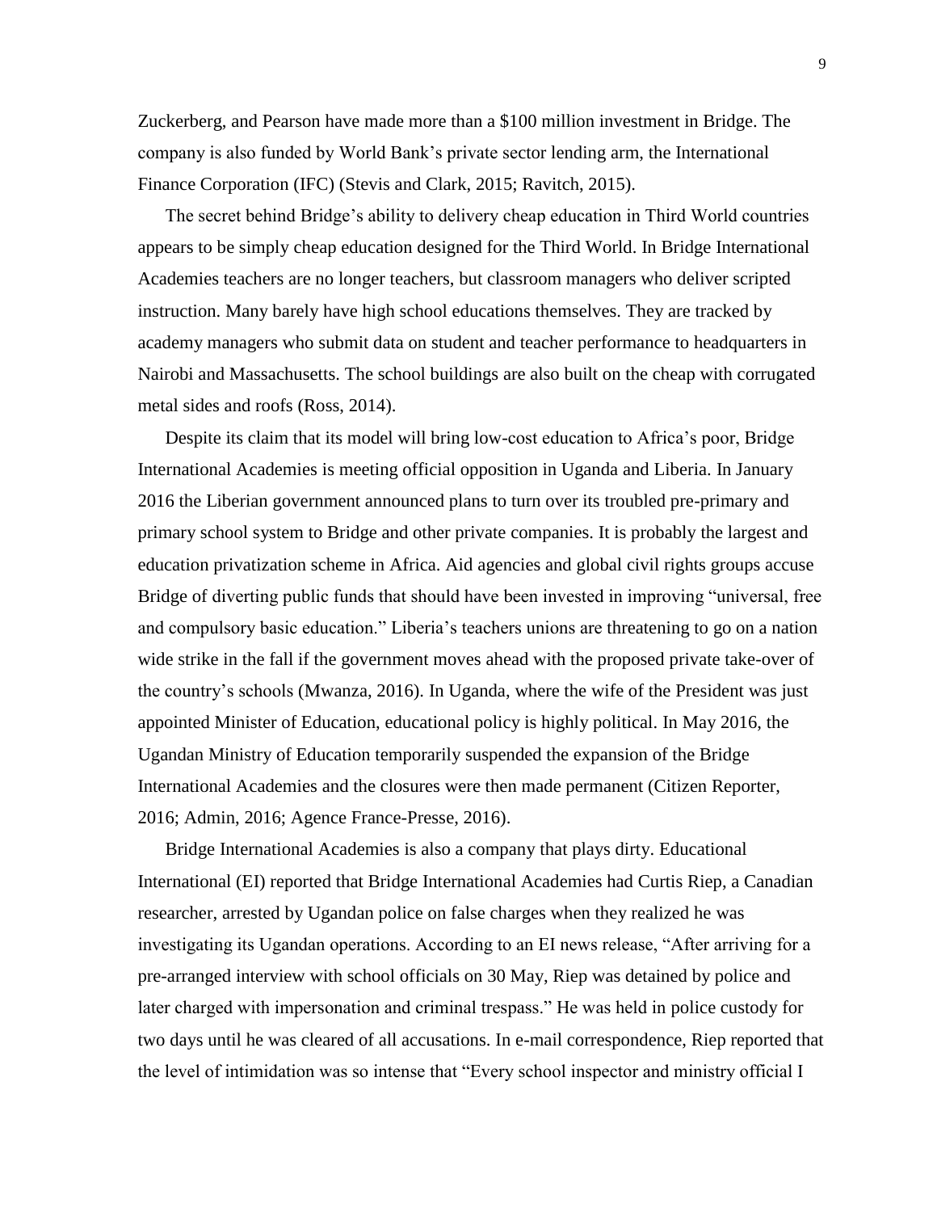Zuckerberg, and Pearson have made more than a $100 million investment in Bridge. The company is also funded by World Bank's private sector lending arm, the International Finance Corporation (IFC) (Stevis and Clark, 2015; Ravitch, 2015).

The secret behind Bridge's ability to delivery cheap education in Third World countries appears to be simply cheap education designed for the Third World. In Bridge International Academies teachers are no longer teachers, but classroom managers who deliver scripted instruction. Many barely have high school educations themselves. They are tracked by academy managers who submit data on student and teacher performance to headquarters in Nairobi and Massachusetts. The school buildings are also built on the cheap with corrugated metal sides and roofs (Ross, 2014).

Despite its claim that its model will bring low-cost education to Africa's poor, Bridge International Academies is meeting official opposition in Uganda and Liberia. In January 2016 the Liberian government announced plans to turn over its troubled pre-primary and primary school system to Bridge and other private companies. It is probably the largest and education privatization scheme in Africa. Aid agencies and global civil rights groups accuse Bridge of diverting public funds that should have been invested in improving "universal, free and compulsory basic education." Liberia's teachers unions are threatening to go on a nation wide strike in the fall if the government moves ahead with the proposed private take-over of the country's schools (Mwanza, 2016). In Uganda, where the wife of the President was just appointed Minister of Education, educational policy is highly political. In May 2016, the Ugandan Ministry of Education temporarily suspended the expansion of the Bridge International Academies and the closures were then made permanent (Citizen Reporter, 2016; Admin, 2016; Agence France-Presse, 2016).

Bridge International Academies is also a company that plays dirty. Educational International (EI) reported that Bridge International Academies had Curtis Riep, a Canadian researcher, arrested by Ugandan police on false charges when they realized he was investigating its Ugandan operations. According to an EI news release, "After arriving for a pre-arranged interview with school officials on 30 May, Riep was detained by police and later charged with impersonation and criminal trespass." He was held in police custody for two days until he was cleared of all accusations. In e-mail correspondence, Riep reported that the level of intimidation was so intense that "Every school inspector and ministry official I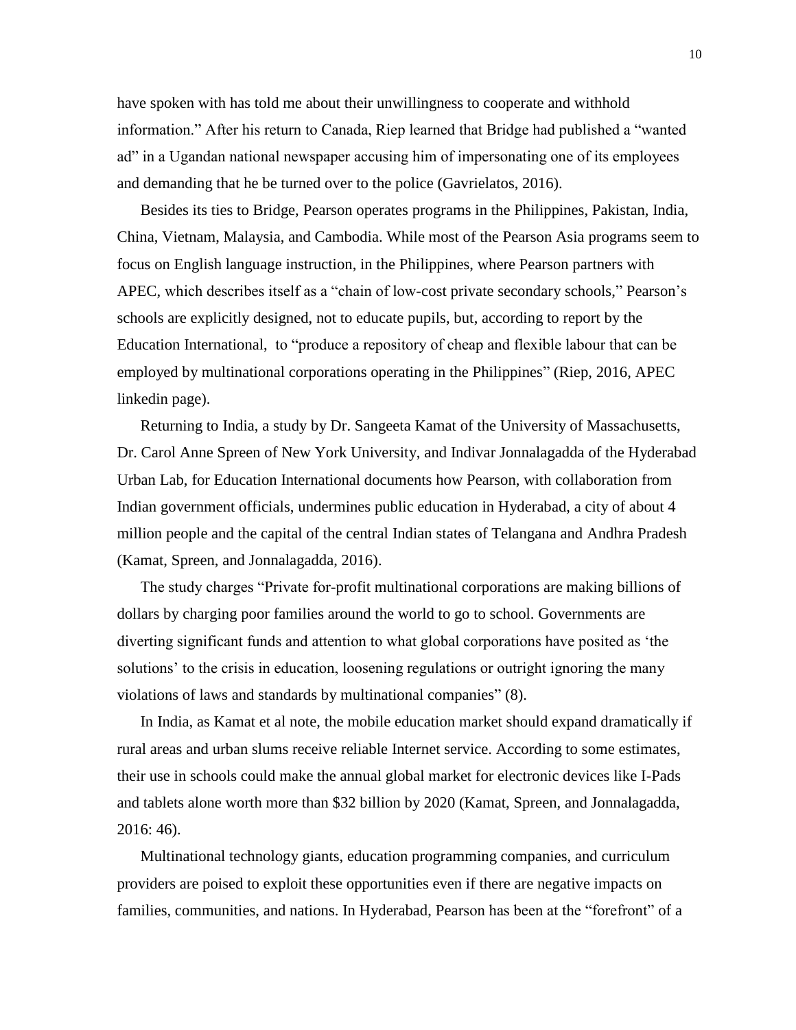have spoken with has told me about their unwillingness to cooperate and withhold information." After his return to Canada, Riep learned that Bridge had published a "wanted ad" in a Ugandan national newspaper accusing him of impersonating one of its employees and demanding that he be turned over to the police (Gavrielatos, 2016).

Besides its ties to Bridge, Pearson operates programs in the Philippines, Pakistan, India, China, Vietnam, Malaysia, and Cambodia. While most of the Pearson Asia programs seem to focus on English language instruction, in the Philippines, where Pearson partners with APEC, which describes itself as a "chain of low-cost private secondary schools," Pearson's schools are explicitly designed, not to educate pupils, but, according to report by the Education International, to "produce a repository of cheap and flexible labour that can be employed by multinational corporations operating in the Philippines" (Riep, 2016, APEC linkedin page).

Returning to India, a study by Dr. Sangeeta Kamat of the University of Massachusetts, Dr. Carol Anne Spreen of New York University, and Indivar Jonnalagadda of the Hyderabad Urban Lab, for Education International documents how Pearson, with collaboration from Indian government officials, undermines public education in Hyderabad, a city of about 4 million people and the capital of the central Indian states of Telangana and Andhra Pradesh (Kamat, Spreen, and Jonnalagadda, 2016).

The study charges "Private for-profit multinational corporations are making billions of dollars by charging poor families around the world to go to school. Governments are diverting significant funds and attention to what global corporations have posited as 'the solutions' to the crisis in education, loosening regulations or outright ignoring the many violations of laws and standards by multinational companies" (8).

In India, as Kamat et al note, the mobile education market should expand dramatically if rural areas and urban slums receive reliable Internet service. According to some estimates, their use in schools could make the annual global market for electronic devices like I-Pads and tablets alone worth more than $32 billion by 2020 (Kamat, Spreen, and Jonnalagadda, 2016: 46).

Multinational technology giants, education programming companies, and curriculum providers are poised to exploit these opportunities even if there are negative impacts on families, communities, and nations. In Hyderabad, Pearson has been at the "forefront" of a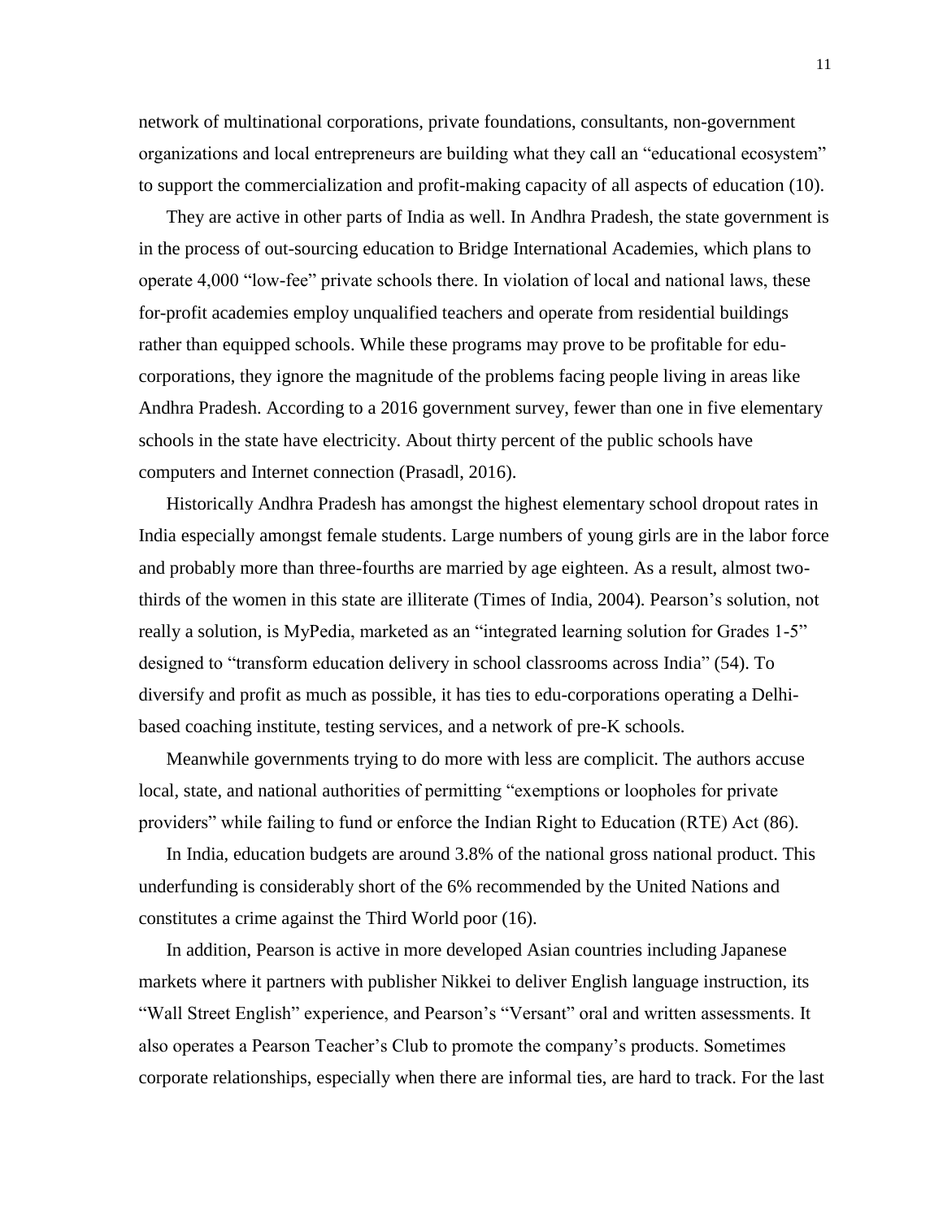network of multinational corporations, private foundations, consultants, non-government organizations and local entrepreneurs are building what they call an "educational ecosystem" to support the commercialization and profit-making capacity of all aspects of education (10).

They are active in other parts of India as well. In Andhra Pradesh, the state government is in the process of out-sourcing education to Bridge International Academies, which plans to operate 4,000 "low-fee" private schools there. In violation of local and national laws, these for-profit academies employ unqualified teachers and operate from residential buildings rather than equipped schools. While these programs may prove to be profitable for edu-corporations, they ignore the magnitude of the problems facing people living in areas like Andhra Pradesh. According to a 2016 government survey, fewer than one in five elementary schools in the state have electricity. About thirty percent of the public schools have computers and Internet connection (Prasadl, 2016).

Historically Andhra Pradesh has amongst the highest elementary school dropout rates in India especially amongst female students. Large numbers of young girls are in the labor force and probably more than three-fourths are married by age eighteen. As a result, almost two-thirds of the women in this state are illiterate (Times of India, 2004). Pearson's solution, not really a solution, is MyPedia, marketed as an "integrated learning solution for Grades 1-5" designed to "transform education delivery in school classrooms across India" (54). To diversify and profit as much as possible, it has ties to edu-corporations operating a Delhi-based coaching institute, testing services, and a network of pre-K schools.

Meanwhile governments trying to do more with less are complicit. The authors accuse local, state, and national authorities of permitting "exemptions or loopholes for private providers" while failing to fund or enforce the Indian Right to Education (RTE) Act (86).

In India, education budgets are around 3.8% of the national gross national product. This underfunding is considerably short of the 6% recommended by the United Nations and constitutes a crime against the Third World poor (16).

In addition, Pearson is active in more developed Asian countries including Japanese markets where it partners with publisher Nikkei to deliver English language instruction, its "Wall Street English" experience, and Pearson's "Versant" oral and written assessments. It also operates a Pearson Teacher's Club to promote the company's products. Sometimes corporate relationships, especially when there are informal ties, are hard to track. For the last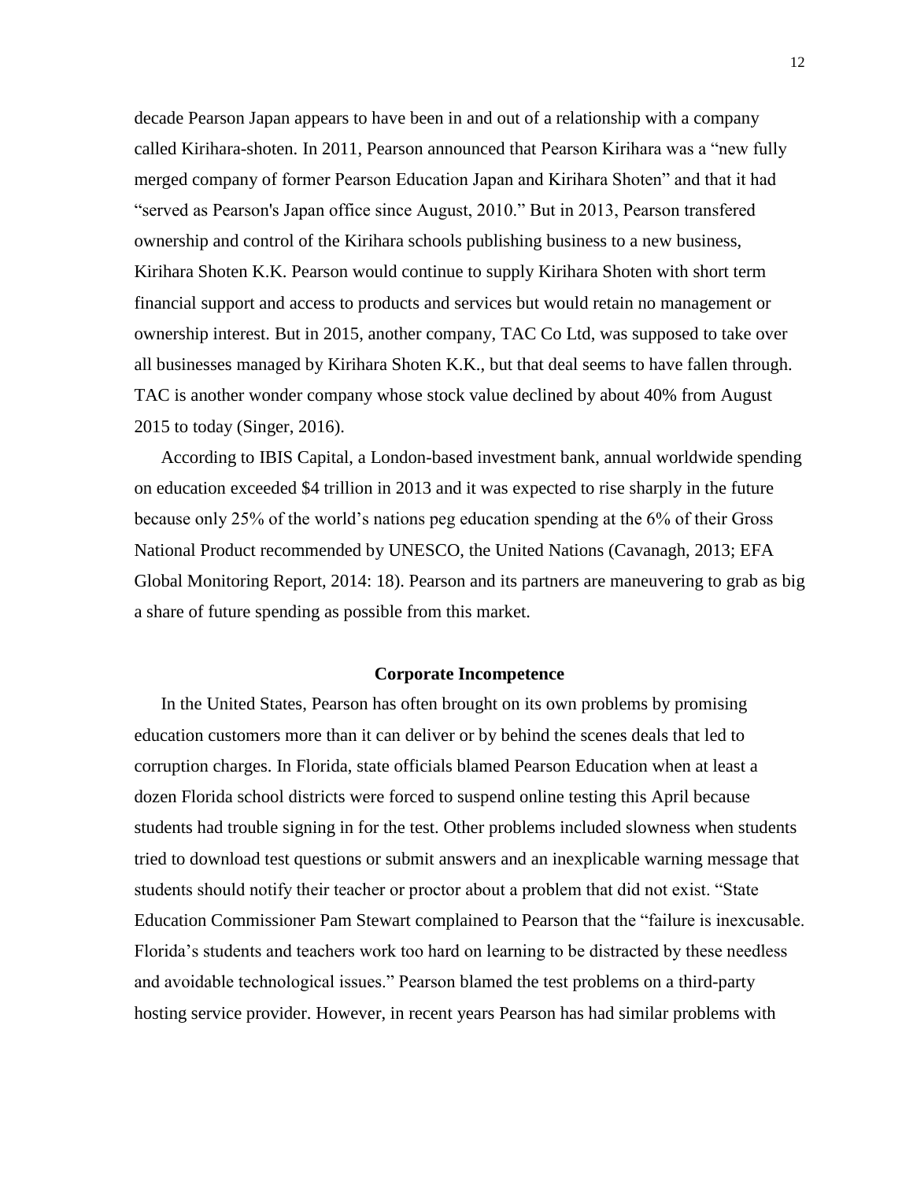decade Pearson Japan appears to have been in and out of a relationship with a company called Kirihara-shoten. In 2011, Pearson announced that Pearson Kirihara was a "new fully merged company of former Pearson Education Japan and Kirihara Shoten" and that it had "served as Pearson's Japan office since August, 2010." But in 2013, Pearson transfered ownership and control of the Kirihara schools publishing business to a new business, Kirihara Shoten K.K. Pearson would continue to supply Kirihara Shoten with short term financial support and access to products and services but would retain no management or ownership interest. But in 2015, another company, TAC Co Ltd, was supposed to take over all businesses managed by Kirihara Shoten K.K., but that deal seems to have fallen through. TAC is another wonder company whose stock value declined by about 40% from August 2015 to today (Singer, 2016).

According to IBIS Capital, a London-based investment bank, annual worldwide spending on education exceeded $4 trillion in 2013 and it was expected to rise sharply in the future because only 25% of the world's nations peg education spending at the 6% of their Gross National Product recommended by UNESCO, the United Nations (Cavanagh, 2013; EFA Global Monitoring Report, 2014: 18). Pearson and its partners are maneuvering to grab as big a share of future spending as possible from this market.

## Corporate Incompetence

In the United States, Pearson has often brought on its own problems by promising education customers more than it can deliver or by behind the scenes deals that led to corruption charges. In Florida, state officials blamed Pearson Education when at least a dozen Florida school districts were forced to suspend online testing this April because students had trouble signing in for the test. Other problems included slowness when students tried to download test questions or submit answers and an inexplicable warning message that students should notify their teacher or proctor about a problem that did not exist. "State Education Commissioner Pam Stewart complained to Pearson that the "failure is inexcusable. Florida's students and teachers work too hard on learning to be distracted by these needless and avoidable technological issues." Pearson blamed the test problems on a third-party hosting service provider. However, in recent years Pearson has had similar problems with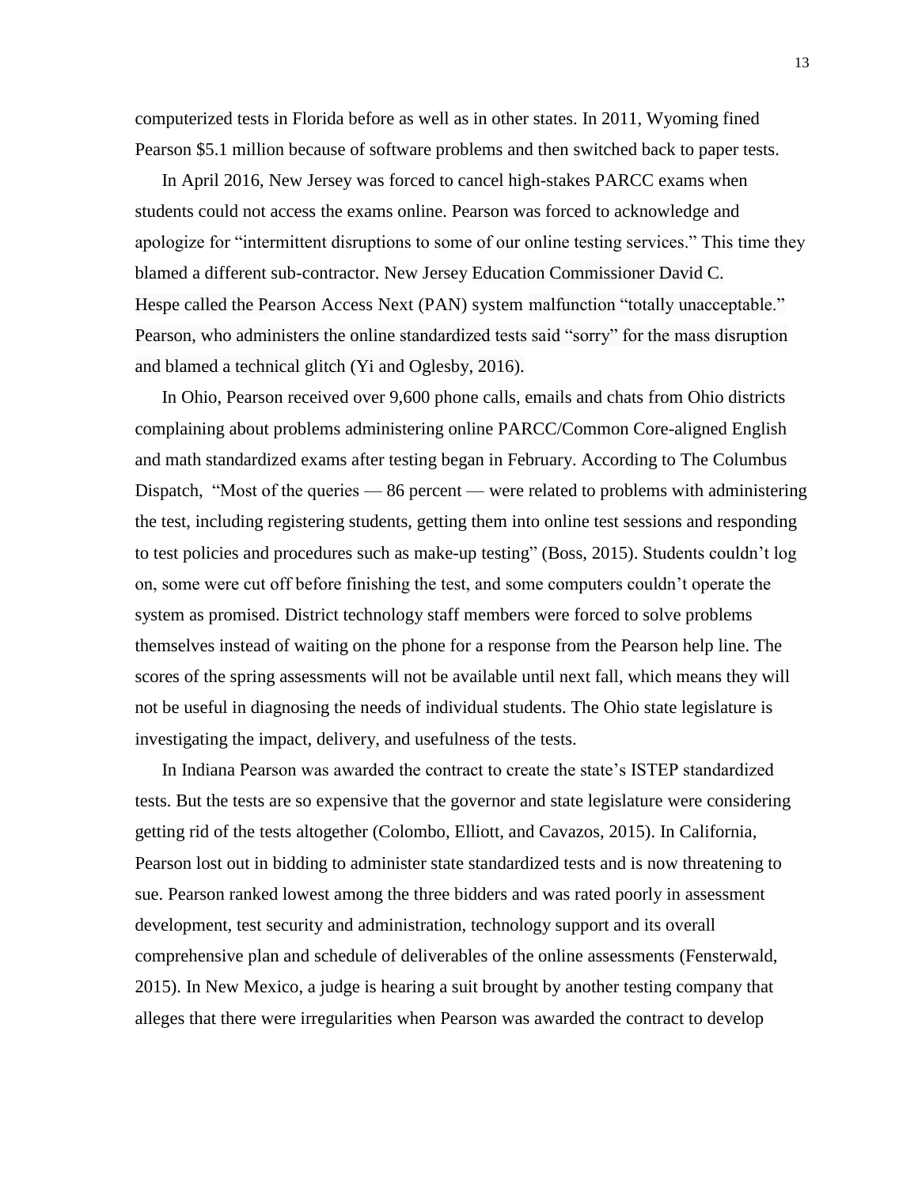computerized tests in Florida before as well as in other states. In 2011, Wyoming fined Pearson $5.1 million because of software problems and then switched back to paper tests.

In April 2016, New Jersey was forced to cancel high-stakes PARCC exams when students could not access the exams online. Pearson was forced to acknowledge and apologize for "intermittent disruptions to some of our online testing services." This time they blamed a different sub-contractor. New Jersey Education Commissioner David C. Hespe called the Pearson Access Next (PAN) system malfunction "totally unacceptable." Pearson, who administers the online standardized tests said "sorry" for the mass disruption and blamed a technical glitch (Yi and Oglesby, 2016).

In Ohio, Pearson received over 9,600 phone calls, emails and chats from Ohio districts complaining about problems administering online PARCC/Common Core-aligned English and math standardized exams after testing began in February. According to The Columbus Dispatch, "Most of the queries — 86 percent — were related to problems with administering the test, including registering students, getting them into online test sessions and responding to test policies and procedures such as make-up testing" (Boss, 2015). Students couldn't log on, some were cut off before finishing the test, and some computers couldn't operate the system as promised. District technology staff members were forced to solve problems themselves instead of waiting on the phone for a response from the Pearson help line. The scores of the spring assessments will not be available until next fall, which means they will not be useful in diagnosing the needs of individual students. The Ohio state legislature is investigating the impact, delivery, and usefulness of the tests.

In Indiana Pearson was awarded the contract to create the state's ISTEP standardized tests. But the tests are so expensive that the governor and state legislature were considering getting rid of the tests altogether (Colombo, Elliott, and Cavazos, 2015). In California, Pearson lost out in bidding to administer state standardized tests and is now threatening to sue. Pearson ranked lowest among the three bidders and was rated poorly in assessment development, test security and administration, technology support and its overall comprehensive plan and schedule of deliverables of the online assessments (Fensterwald, 2015). In New Mexico, a judge is hearing a suit brought by another testing company that alleges that there were irregularities when Pearson was awarded the contract to develop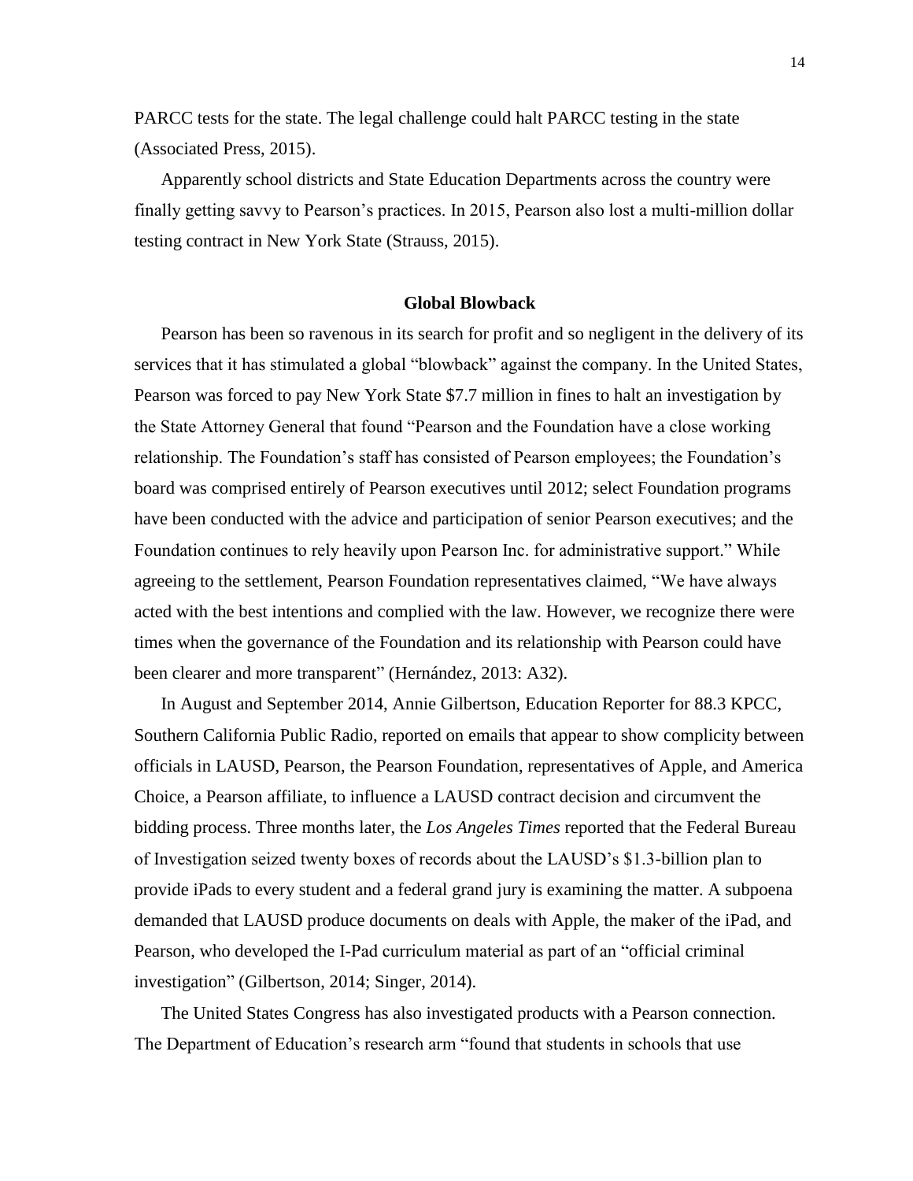PARCC tests for the state. The legal challenge could halt PARCC testing in the state (Associated Press, 2015).

Apparently school districts and State Education Departments across the country were finally getting savvy to Pearson's practices. In 2015, Pearson also lost a multi-million dollar testing contract in New York State (Strauss, 2015).

## Global Blowback

Pearson has been so ravenous in its search for profit and so negligent in the delivery of its services that it has stimulated a global "blowback" against the company. In the United States, Pearson was forced to pay New York State $7.7 million in fines to halt an investigation by the State Attorney General that found "Pearson and the Foundation have a close working relationship. The Foundation's staff has consisted of Pearson employees; the Foundation's board was comprised entirely of Pearson executives until 2012; select Foundation programs have been conducted with the advice and participation of senior Pearson executives; and the Foundation continues to rely heavily upon Pearson Inc. for administrative support." While agreeing to the settlement, Pearson Foundation representatives claimed, "We have always acted with the best intentions and complied with the law. However, we recognize there were times when the governance of the Foundation and its relationship with Pearson could have been clearer and more transparent" (Hernández, 2013: A32).

In August and September 2014, Annie Gilbertson, Education Reporter for 88.3 KPCC, Southern California Public Radio, reported on emails that appear to show complicity between officials in LAUSD, Pearson, the Pearson Foundation, representatives of Apple, and America Choice, a Pearson affiliate, to influence a LAUSD contract decision and circumvent the bidding process. Three months later, the *Los Angeles Times* reported that the Federal Bureau of Investigation seized twenty boxes of records about the LAUSD's $1.3-billion plan to provide iPads to every student and a federal grand jury is examining the matter. A subpoena demanded that LAUSD produce documents on deals with Apple, the maker of the iPad, and Pearson, who developed the I-Pad curriculum material as part of an "official criminal investigation" (Gilbertson, 2014; Singer, 2014).

The United States Congress has also investigated products with a Pearson connection. The Department of Education's research arm "found that students in schools that use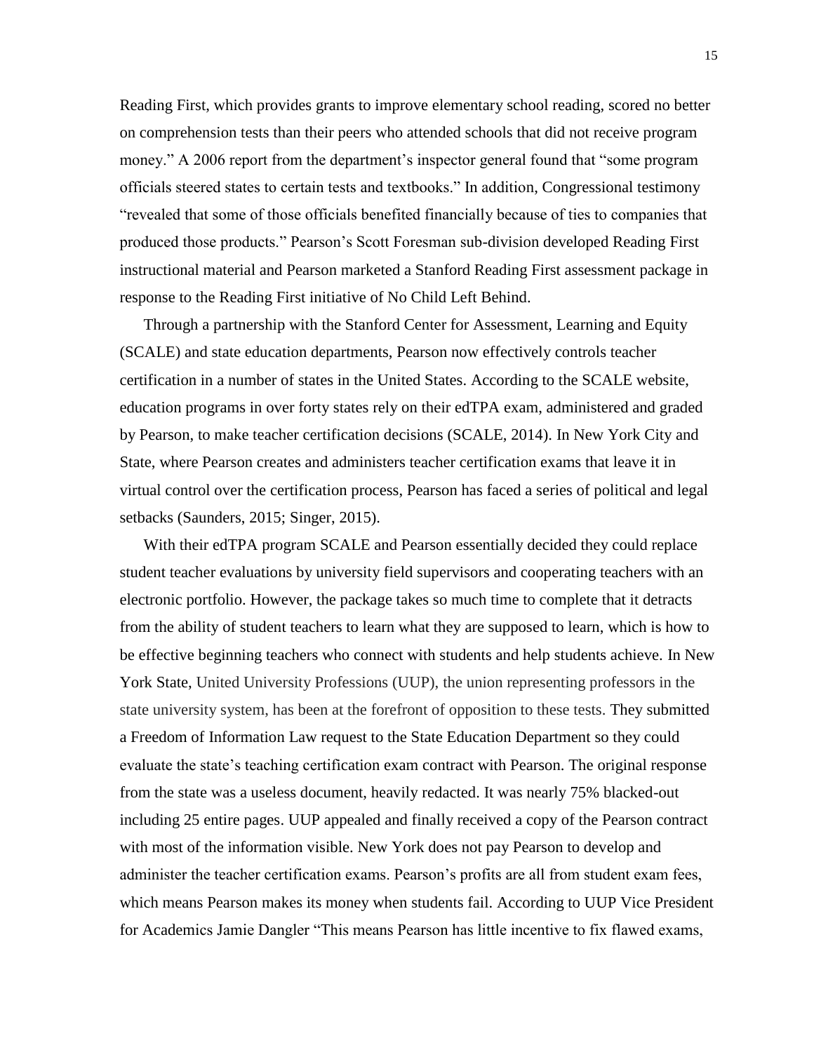Reading First, which provides grants to improve elementary school reading, scored no better on comprehension tests than their peers who attended schools that did not receive program money." A 2006 report from the department's inspector general found that "some program officials steered states to certain tests and textbooks." In addition, Congressional testimony "revealed that some of those officials benefited financially because of ties to companies that produced those products." Pearson's Scott Foresman sub-division developed Reading First instructional material and Pearson marketed a Stanford Reading First assessment package in response to the Reading First initiative of No Child Left Behind.

Through a partnership with the Stanford Center for Assessment, Learning and Equity (SCALE) and state education departments, Pearson now effectively controls teacher certification in a number of states in the United States. According to the SCALE website, education programs in over forty states rely on their edTPA exam, administered and graded by Pearson, to make teacher certification decisions (SCALE, 2014). In New York City and State, where Pearson creates and administers teacher certification exams that leave it in virtual control over the certification process, Pearson has faced a series of political and legal setbacks (Saunders, 2015; Singer, 2015).

With their edTPA program SCALE and Pearson essentially decided they could replace student teacher evaluations by university field supervisors and cooperating teachers with an electronic portfolio. However, the package takes so much time to complete that it detracts from the ability of student teachers to learn what they are supposed to learn, which is how to be effective beginning teachers who connect with students and help students achieve. In New York State, United University Professions (UUP), the union representing professors in the state university system, has been at the forefront of opposition to these tests. They submitted a Freedom of Information Law request to the State Education Department so they could evaluate the state's teaching certification exam contract with Pearson. The original response from the state was a useless document, heavily redacted. It was nearly 75% blacked-out including 25 entire pages. UUP appealed and finally received a copy of the Pearson contract with most of the information visible. New York does not pay Pearson to develop and administer the teacher certification exams. Pearson's profits are all from student exam fees, which means Pearson makes its money when students fail. According to UUP Vice President for Academics Jamie Dangler "This means Pearson has little incentive to fix flawed exams,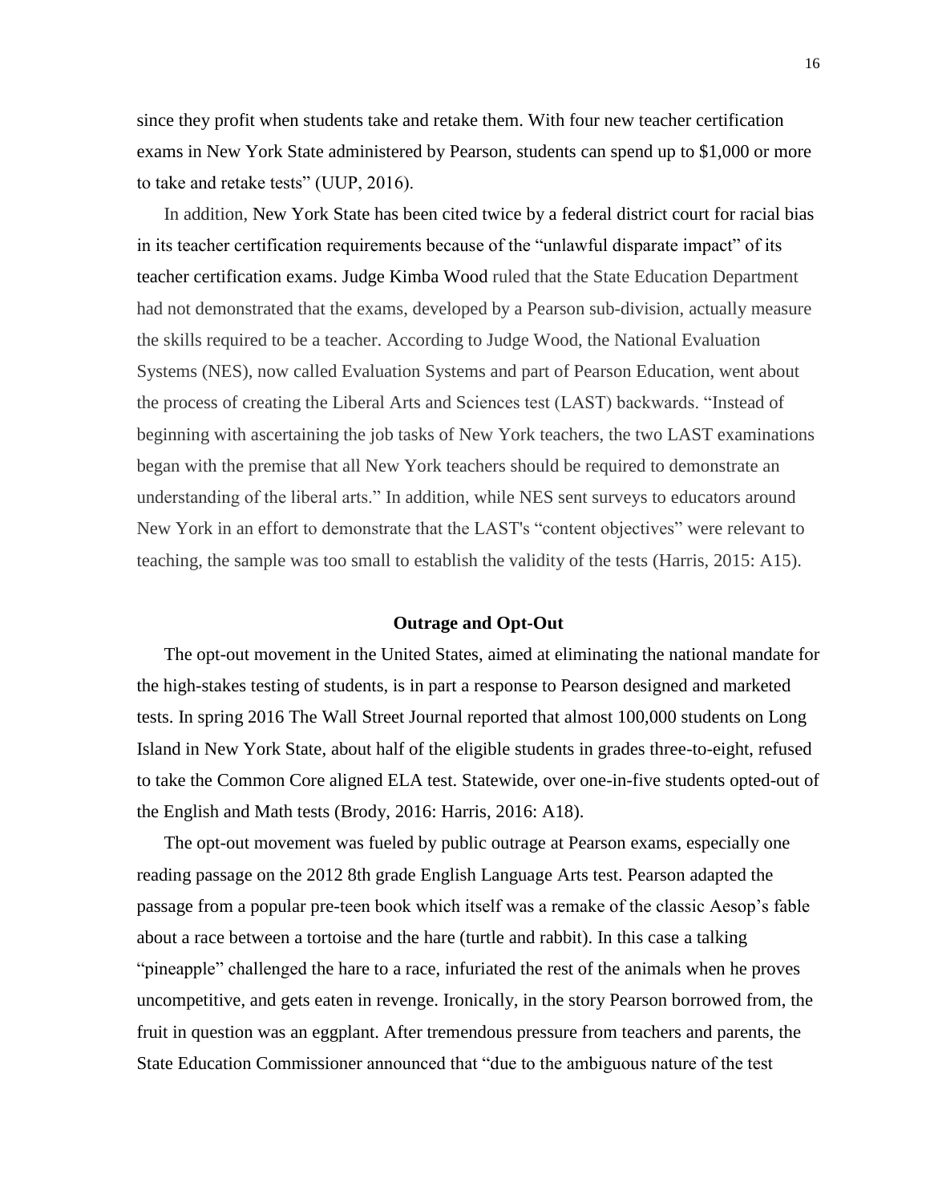since they profit when students take and retake them. With four new teacher certification exams in New York State administered by Pearson, students can spend up to $1,000 or more to take and retake tests" (UUP, 2016).

In addition, New York State has been cited twice by a federal district court for racial bias in its teacher certification requirements because of the "unlawful disparate impact" of its teacher certification exams. Judge Kimba Wood ruled that the State Education Department had not demonstrated that the exams, developed by a Pearson sub-division, actually measure the skills required to be a teacher. According to Judge Wood, the National Evaluation Systems (NES), now called Evaluation Systems and part of Pearson Education, went about the process of creating the Liberal Arts and Sciences test (LAST) backwards. "Instead of beginning with ascertaining the job tasks of New York teachers, the two LAST examinations began with the premise that all New York teachers should be required to demonstrate an understanding of the liberal arts." In addition, while NES sent surveys to educators around New York in an effort to demonstrate that the LAST's "content objectives" were relevant to teaching, the sample was too small to establish the validity of the tests (Harris, 2015: A15).

## Outrage and Opt-Out

The opt-out movement in the United States, aimed at eliminating the national mandate for the high-stakes testing of students, is in part a response to Pearson designed and marketed tests. In spring 2016 The Wall Street Journal reported that almost 100,000 students on Long Island in New York State, about half of the eligible students in grades three-to-eight, refused to take the Common Core aligned ELA test. Statewide, over one-in-five students opted-out of the English and Math tests (Brody, 2016: Harris, 2016: A18).

The opt-out movement was fueled by public outrage at Pearson exams, especially one reading passage on the 2012 8th grade English Language Arts test. Pearson adapted the passage from a popular pre-teen book which itself was a remake of the classic Aesop's fable about a race between a tortoise and the hare (turtle and rabbit). In this case a talking "pineapple" challenged the hare to a race, infuriated the rest of the animals when he proves uncompetitive, and gets eaten in revenge. Ironically, in the story Pearson borrowed from, the fruit in question was an eggplant. After tremendous pressure from teachers and parents, the State Education Commissioner announced that "due to the ambiguous nature of the test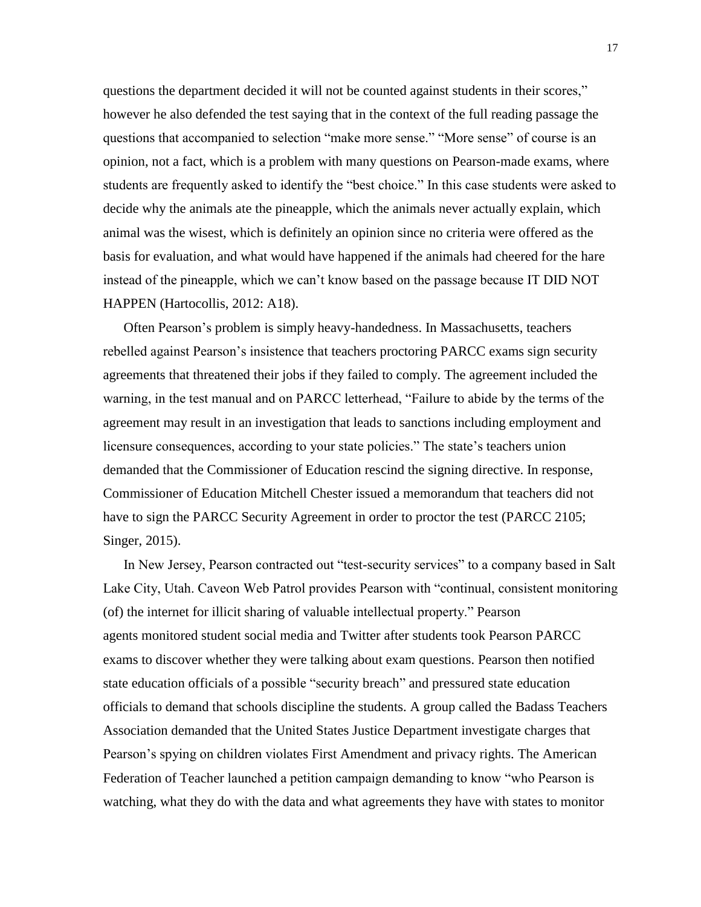questions the department decided it will not be counted against students in their scores," however he also defended the test saying that in the context of the full reading passage the questions that accompanied to selection "make more sense." "More sense" of course is an opinion, not a fact, which is a problem with many questions on Pearson-made exams, where students are frequently asked to identify the "best choice." In this case students were asked to decide why the animals ate the pineapple, which the animals never actually explain, which animal was the wisest, which is definitely an opinion since no criteria were offered as the basis for evaluation, and what would have happened if the animals had cheered for the hare instead of the pineapple, which we can't know based on the passage because IT DID NOT HAPPEN (Hartocollis, 2012: A18).

Often Pearson's problem is simply heavy-handedness. In Massachusetts, teachers rebelled against Pearson's insistence that teachers proctoring PARCC exams sign security agreements that threatened their jobs if they failed to comply. The agreement included the warning, in the test manual and on PARCC letterhead, "Failure to abide by the terms of the agreement may result in an investigation that leads to sanctions including employment and licensure consequences, according to your state policies." The state's teachers union demanded that the Commissioner of Education rescind the signing directive. In response, Commissioner of Education Mitchell Chester issued a memorandum that teachers did not have to sign the PARCC Security Agreement in order to proctor the test (PARCC 2105; Singer, 2015).

In New Jersey, Pearson contracted out "test-security services" to a company based in Salt Lake City, Utah. Caveon Web Patrol provides Pearson with "continual, consistent monitoring (of) the internet for illicit sharing of valuable intellectual property." Pearson agents monitored student social media and Twitter after students took Pearson PARCC exams to discover whether they were talking about exam questions. Pearson then notified state education officials of a possible "security breach" and pressured state education officials to demand that schools discipline the students. A group called the Badass Teachers Association demanded that the United States Justice Department investigate charges that Pearson's spying on children violates First Amendment and privacy rights. The American Federation of Teacher launched a petition campaign demanding to know "who Pearson is watching, what they do with the data and what agreements they have with states to monitor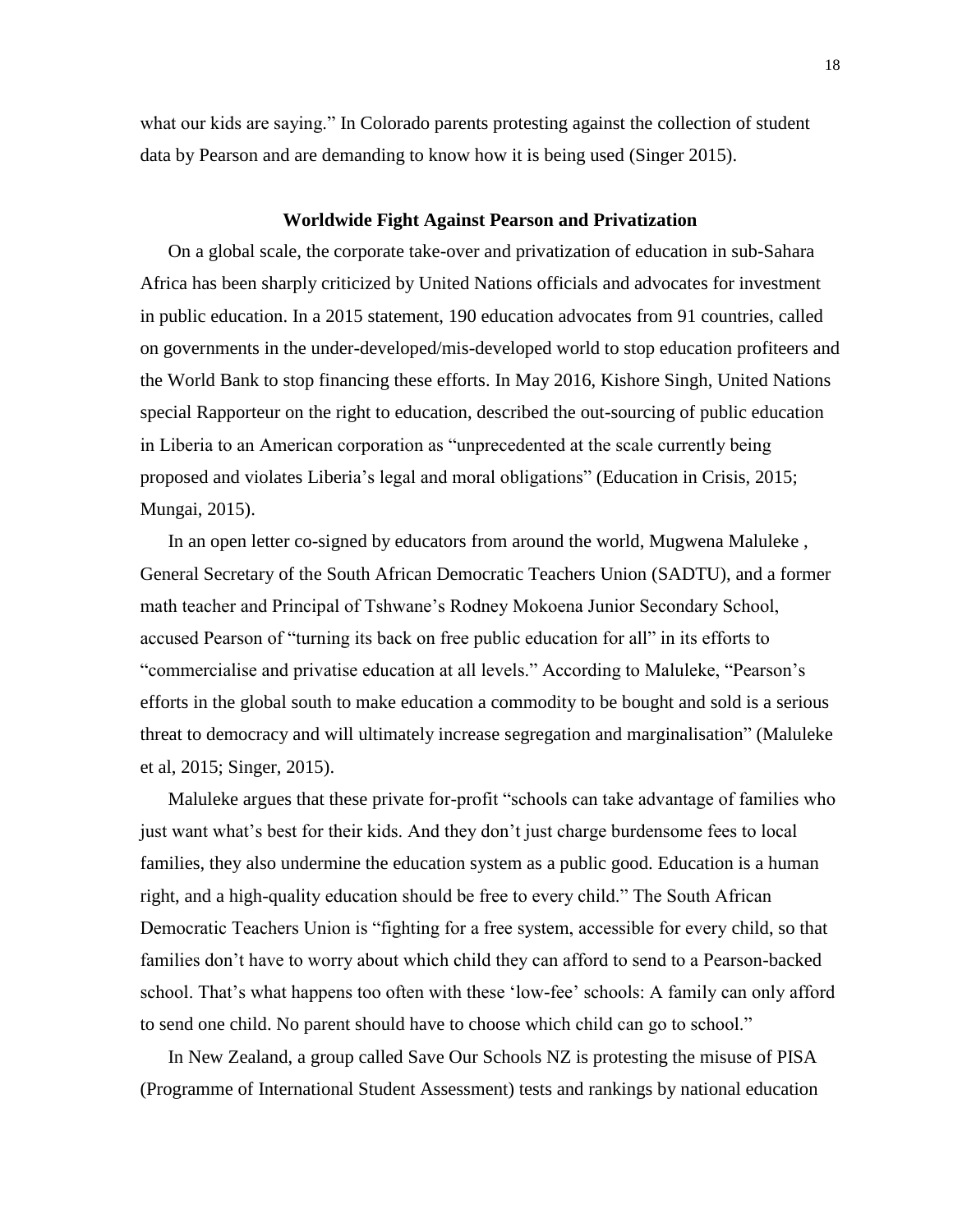what our kids are saying." In Colorado parents protesting against the collection of student data by Pearson and are demanding to know how it is being used (Singer 2015).

## Worldwide Fight Against Pearson and Privatization

On a global scale, the corporate take-over and privatization of education in sub-Sahara Africa has been sharply criticized by United Nations officials and advocates for investment in public education. In a 2015 statement, 190 education advocates from 91 countries, called on governments in the under-developed/mis-developed world to stop education profiteers and the World Bank to stop financing these efforts. In May 2016, Kishore Singh, United Nations special Rapporteur on the right to education, described the out-sourcing of public education in Liberia to an American corporation as "unprecedented at the scale currently being proposed and violates Liberia's legal and moral obligations" (Education in Crisis, 2015; Mungai, 2015).

In an open letter co-signed by educators from around the world, Mugwena Maluleke , General Secretary of the South African Democratic Teachers Union (SADTU), and a former math teacher and Principal of Tshwane's Rodney Mokoena Junior Secondary School, accused Pearson of "turning its back on free public education for all" in its efforts to "commercialise and privatise education at all levels." According to Maluleke, "Pearson's efforts in the global south to make education a commodity to be bought and sold is a serious threat to democracy and will ultimately increase segregation and marginalisation" (Maluleke et al, 2015; Singer, 2015).

Maluleke argues that these private for-profit "schools can take advantage of families who just want what's best for their kids. And they don't just charge burdensome fees to local families, they also undermine the education system as a public good. Education is a human right, and a high-quality education should be free to every child." The South African Democratic Teachers Union is "fighting for a free system, accessible for every child, so that families don't have to worry about which child they can afford to send to a Pearson-backed school. That's what happens too often with these 'low-fee' schools: A family can only afford to send one child. No parent should have to choose which child can go to school."

In New Zealand, a group called Save Our Schools NZ is protesting the misuse of PISA (Programme of International Student Assessment) tests and rankings by national education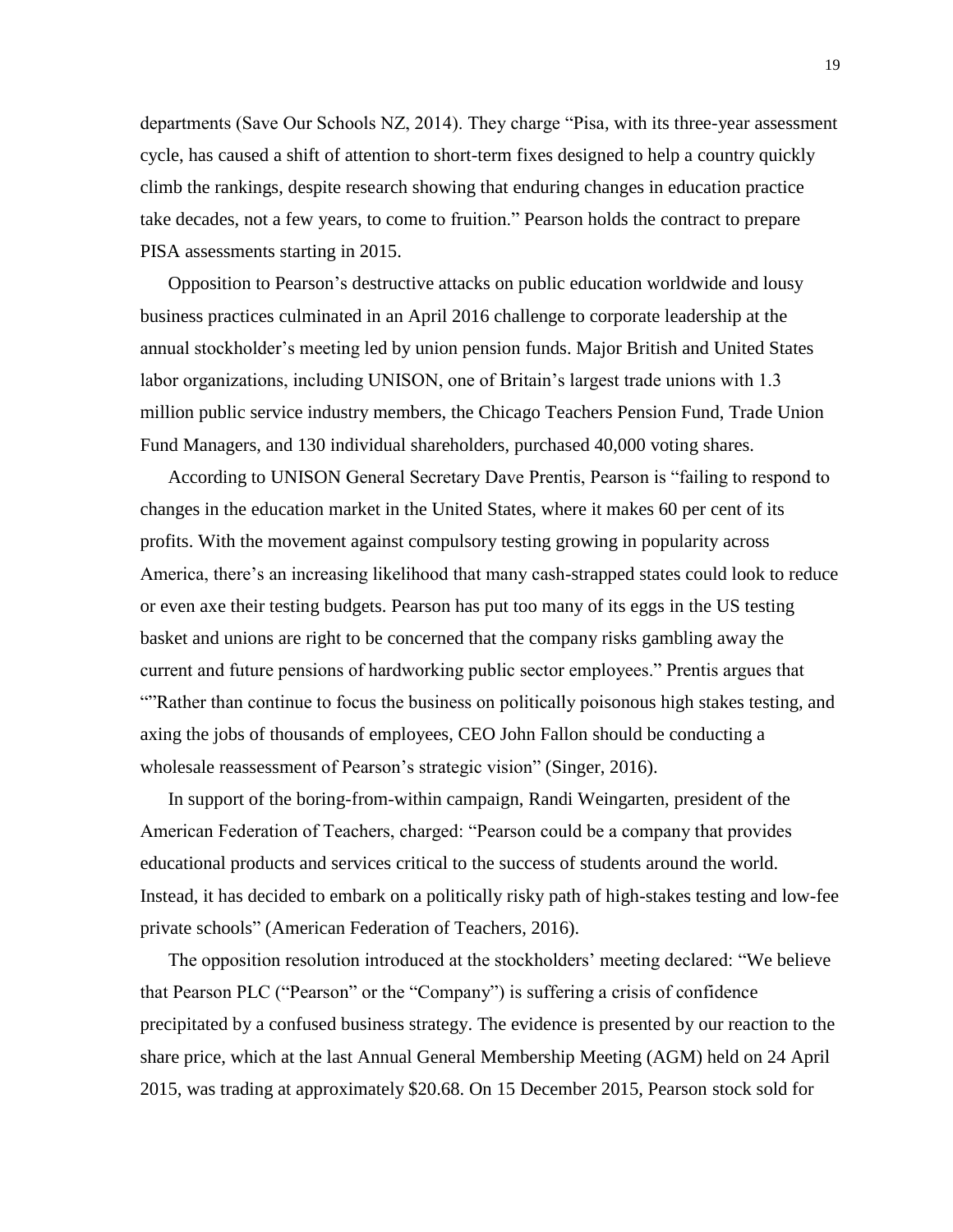departments (Save Our Schools NZ, 2014). They charge "Pisa, with its three-year assessment cycle, has caused a shift of attention to short-term fixes designed to help a country quickly climb the rankings, despite research showing that enduring changes in education practice take decades, not a few years, to come to fruition." Pearson holds the contract to prepare PISA assessments starting in 2015.

Opposition to Pearson's destructive attacks on public education worldwide and lousy business practices culminated in an April 2016 challenge to corporate leadership at the annual stockholder's meeting led by union pension funds. Major British and United States labor organizations, including UNISON, one of Britain's largest trade unions with 1.3 million public service industry members, the Chicago Teachers Pension Fund, Trade Union Fund Managers, and 130 individual shareholders, purchased 40,000 voting shares.

According to UNISON General Secretary Dave Prentis, Pearson is "failing to respond to changes in the education market in the United States, where it makes 60 per cent of its profits. With the movement against compulsory testing growing in popularity across America, there's an increasing likelihood that many cash-strapped states could look to reduce or even axe their testing budgets. Pearson has put too many of its eggs in the US testing basket and unions are right to be concerned that the company risks gambling away the current and future pensions of hardworking public sector employees." Prentis argues that ""Rather than continue to focus the business on politically poisonous high stakes testing, and axing the jobs of thousands of employees, CEO John Fallon should be conducting a wholesale reassessment of Pearson's strategic vision" (Singer, 2016).

In support of the boring-from-within campaign, Randi Weingarten, president of the American Federation of Teachers, charged: "Pearson could be a company that provides educational products and services critical to the success of students around the world. Instead, it has decided to embark on a politically risky path of high-stakes testing and low-fee private schools" (American Federation of Teachers, 2016).

The opposition resolution introduced at the stockholders' meeting declared: "We believe that Pearson PLC ("Pearson" or the "Company") is suffering a crisis of confidence precipitated by a confused business strategy. The evidence is presented by our reaction to the share price, which at the last Annual General Membership Meeting (AGM) held on 24 April 2015, was trading at approximately $20.68. On 15 December 2015, Pearson stock sold for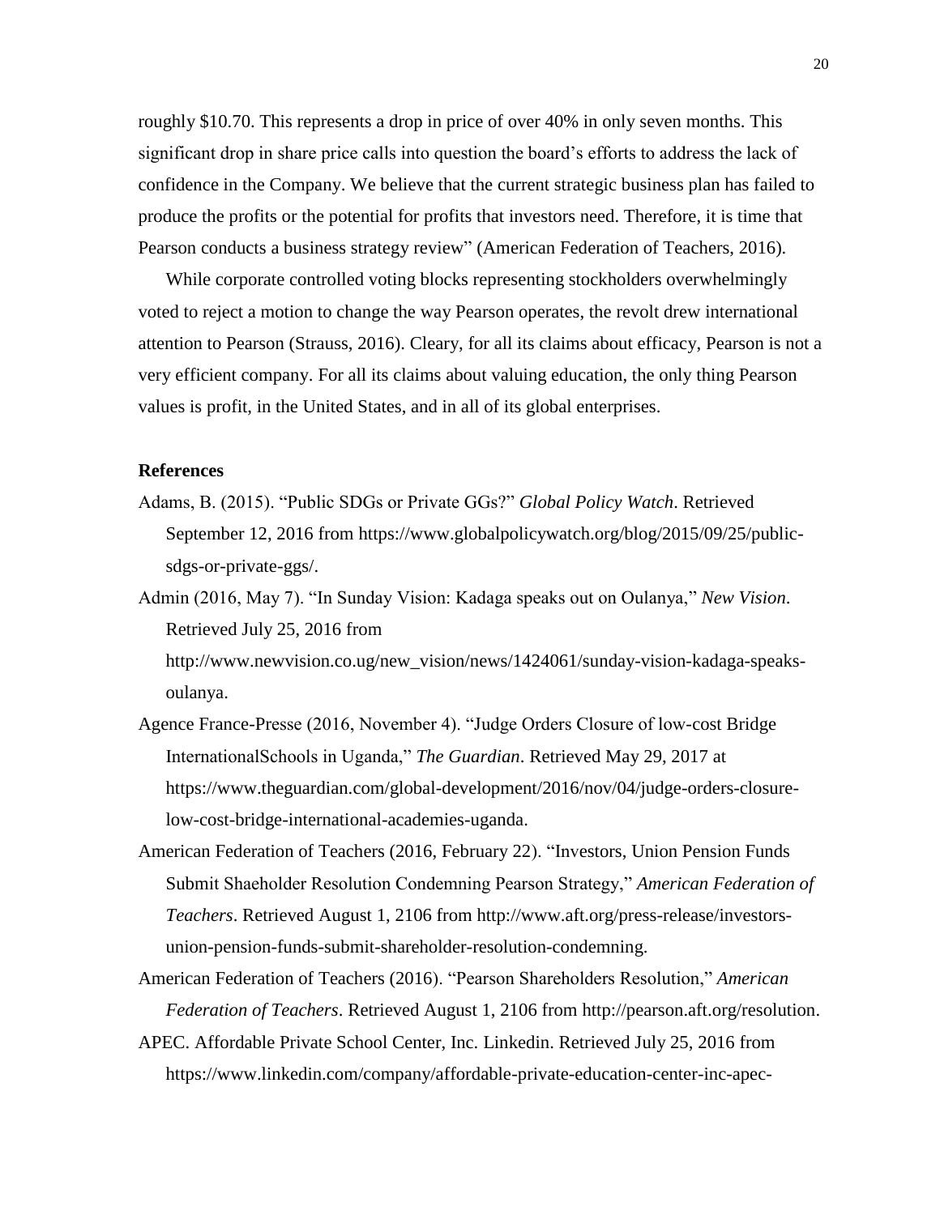roughly $10.70. This represents a drop in price of over 40% in only seven months. This significant drop in share price calls into question the board's efforts to address the lack of confidence in the Company. We believe that the current strategic business plan has failed to produce the profits or the potential for profits that investors need. Therefore, it is time that Pearson conducts a business strategy review" (American Federation of Teachers, 2016).

While corporate controlled voting blocks representing stockholders overwhelmingly voted to reject a motion to change the way Pearson operates, the revolt drew international attention to Pearson (Strauss, 2016). Cleary, for all its claims about efficacy, Pearson is not a very efficient company. For all its claims about valuing education, the only thing Pearson values is profit, in the United States, and in all of its global enterprises.

**References**

Adams, B. (2015). "Public SDGs or Private GGs?" *Global Policy Watch*. Retrieved September 12, 2016 from https://www.globalpolicywatch.org/blog/2015/09/25/public-sdgs-or-private-ggs/.

Admin (2016, May 7). "In Sunday Vision: Kadaga speaks out on Oulanya," *New Vision*. Retrieved July 25, 2016 from http://www.newvision.co.ug/new_vision/news/1424061/sunday-vision-kadaga-speaks-oulanya.

Agence France-Presse (2016, November 4). "Judge Orders Closure of low-cost Bridge InternationalSchools in Uganda," *The Guardian*. Retrieved May 29, 2017 at https://www.theguardian.com/global-development/2016/nov/04/judge-orders-closure-low-cost-bridge-international-academies-uganda.

American Federation of Teachers (2016, February 22). "Investors, Union Pension Funds Submit Shaeholder Resolution Condemning Pearson Strategy," *American Federation of Teachers*. Retrieved August 1, 2106 from http://www.aft.org/press-release/investors-union-pension-funds-submit-shareholder-resolution-condemning.

American Federation of Teachers (2016). "Pearson Shareholders Resolution," *American Federation of Teachers*. Retrieved August 1, 2106 from http://pearson.aft.org/resolution.

APEC. Affordable Private School Center, Inc. Linkedin. Retrieved July 25, 2016 from https://www.linkedin.com/company/affordable-private-education-center-inc-apec-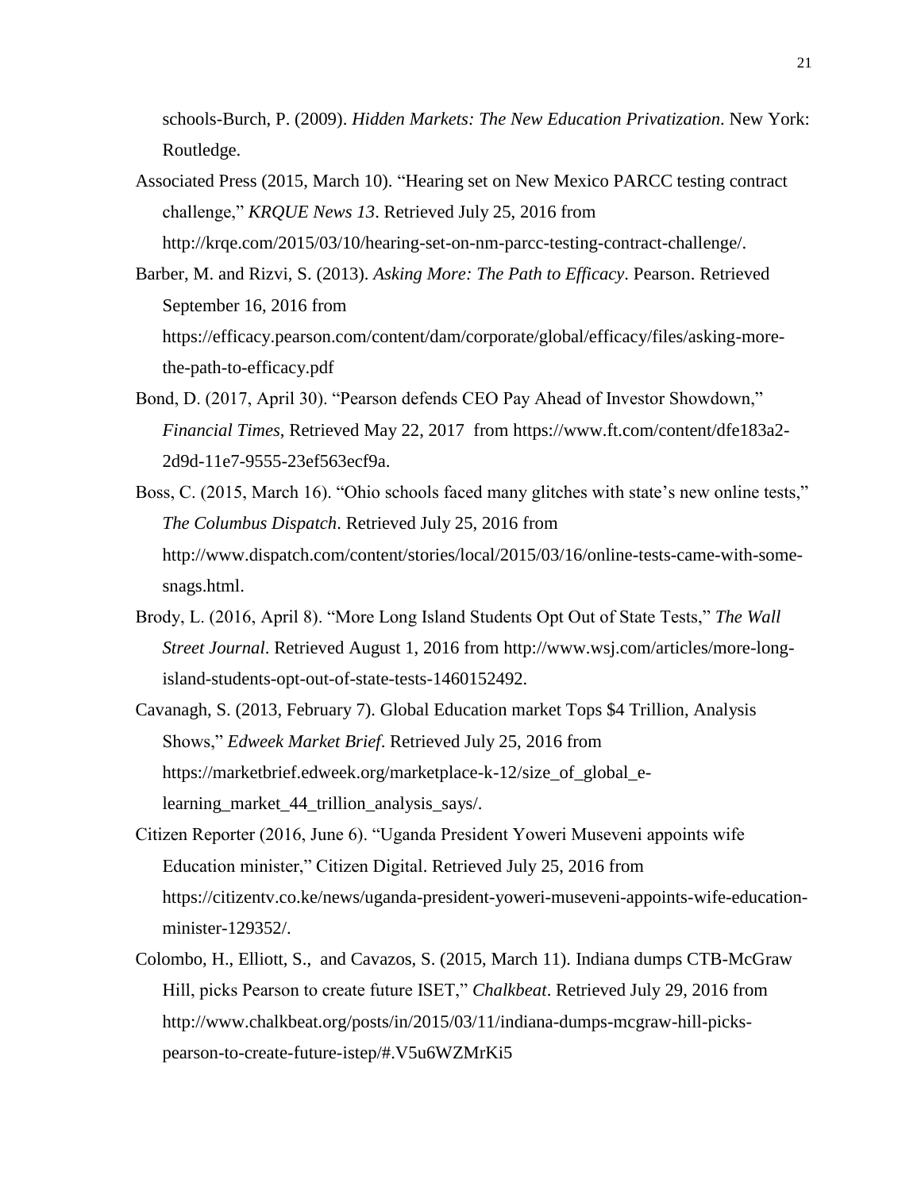schools-Burch, P. (2009). *Hidden Markets: The New Education Privatization*. New York: Routledge.

Associated Press (2015, March 10). "Hearing set on New Mexico PARCC testing contract challenge," *KRQUE News 13*. Retrieved July 25, 2016 from http://krqe.com/2015/03/10/hearing-set-on-nm-parcc-testing-contract-challenge/.

Barber, M. and Rizvi, S. (2013). *Asking More: The Path to Efficacy*. Pearson. Retrieved September 16, 2016 from https://efficacy.pearson.com/content/dam/corporate/global/efficacy/files/asking-more-the-path-to-efficacy.pdf

Bond, D. (2017, April 30). "Pearson defends CEO Pay Ahead of Investor Showdown," *Financial Times*, Retrieved May 22, 2017 from https://www.ft.com/content/dfe183a2-2d9d-11e7-9555-23ef563ecf9a.

Boss, C. (2015, March 16). "Ohio schools faced many glitches with state's new online tests," *The Columbus Dispatch*. Retrieved July 25, 2016 from http://www.dispatch.com/content/stories/local/2015/03/16/online-tests-came-with-some-snags.html.

Brody, L. (2016, April 8). "More Long Island Students Opt Out of State Tests," *The Wall Street Journal*. Retrieved August 1, 2016 from http://www.wsj.com/articles/more-long-island-students-opt-out-of-state-tests-1460152492.

Cavanagh, S. (2013, February 7). Global Education market Tops $4 Trillion, Analysis Shows," *Edweek Market Brief*. Retrieved July 25, 2016 from https://marketbrief.edweek.org/marketplace-k-12/size_of_global_e-learning_market_44_trillion_analysis_says/.

Citizen Reporter (2016, June 6). "Uganda President Yoweri Museveni appoints wife Education minister," Citizen Digital. Retrieved July 25, 2016 from https://citizentv.co.ke/news/uganda-president-yoweri-museveni-appoints-wife-education-minister-129352/.

Colombo, H., Elliott, S., and Cavazos, S. (2015, March 11). Indiana dumps CTB-McGraw Hill, picks Pearson to create future ISET," *Chalkbeat*. Retrieved July 29, 2016 from http://www.chalkbeat.org/posts/in/2015/03/11/indiana-dumps-mcgraw-hill-picks-pearson-to-create-future-istep/#.V5u6WZMrKi5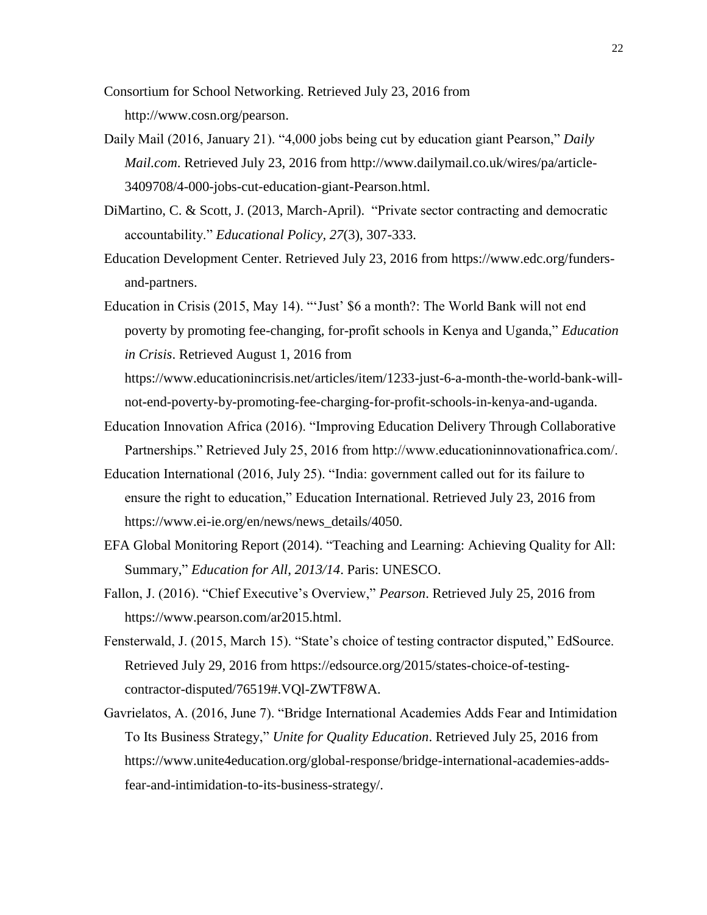Consortium for School Networking. Retrieved July 23, 2016 from http://www.cosn.org/pearson.

Daily Mail (2016, January 21). "4,000 jobs being cut by education giant Pearson," *Daily Mail.com*. Retrieved July 23, 2016 from http://www.dailymail.co.uk/wires/pa/article-3409708/4-000-jobs-cut-education-giant-Pearson.html.

DiMartino, C. & Scott, J. (2013, March-April). "Private sector contracting and democratic accountability." *Educational Policy, 27*(3), 307-333.

Education Development Center. Retrieved July 23, 2016 from https://www.edc.org/funders-and-partners.

Education in Crisis (2015, May 14). "'Just' $6 a month?: The World Bank will not end poverty by promoting fee-changing, for-profit schools in Kenya and Uganda," *Education in Crisis*. Retrieved August 1, 2016 from https://www.educationincrisis.net/articles/item/1233-just-6-a-month-the-world-bank-will-not-end-poverty-by-promoting-fee-charging-for-profit-schools-in-kenya-and-uganda.

Education Innovation Africa (2016). "Improving Education Delivery Through Collaborative Partnerships." Retrieved July 25, 2016 from http://www.educationinnovationafrica.com/.

Education International (2016, July 25). "India: government called out for its failure to ensure the right to education," Education International. Retrieved July 23, 2016 from https://www.ei-ie.org/en/news/news_details/4050.

EFA Global Monitoring Report (2014). "Teaching and Learning: Achieving Quality for All: Summary," *Education for All, 2013/14*. Paris: UNESCO.

Fallon, J. (2016). "Chief Executive's Overview," *Pearson*. Retrieved July 25, 2016 from https://www.pearson.com/ar2015.html.

Fensterwald, J. (2015, March 15). "State's choice of testing contractor disputed," EdSource. Retrieved July 29, 2016 from https://edsource.org/2015/states-choice-of-testing-contractor-disputed/76519#.VQl-ZWTF8WA.

Gavrielatos, A. (2016, June 7). "Bridge International Academies Adds Fear and Intimidation To Its Business Strategy," *Unite for Quality Education*. Retrieved July 25, 2016 from https://www.unite4education.org/global-response/bridge-international-academies-adds-fear-and-intimidation-to-its-business-strategy/.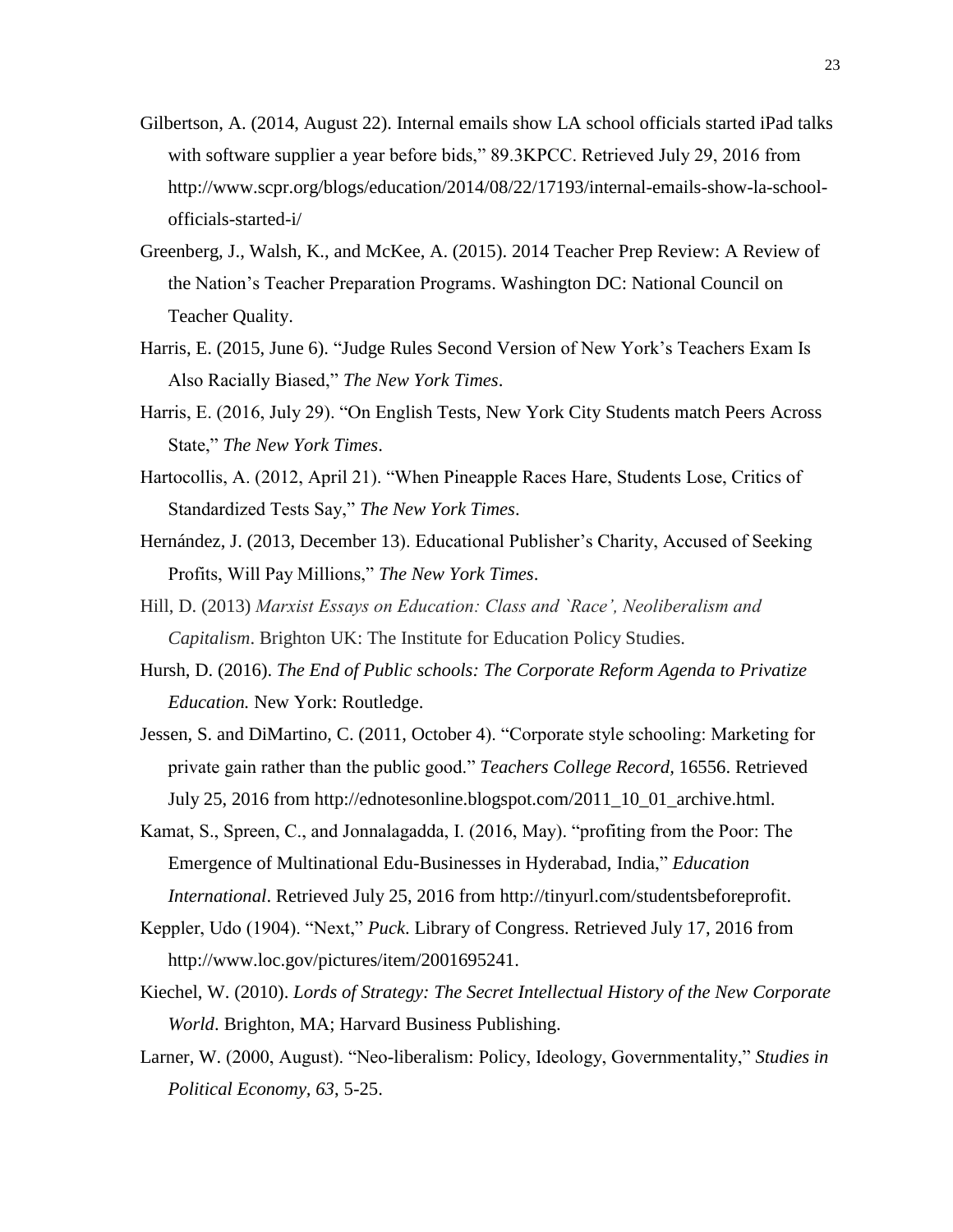Gilbertson, A. (2014, August 22). Internal emails show LA school officials started iPad talks with software supplier a year before bids," 89.3KPCC. Retrieved July 29, 2016 from http://www.scpr.org/blogs/education/2014/08/22/17193/internal-emails-show-la-school-officials-started-i/

Greenberg, J., Walsh, K., and McKee, A. (2015). 2014 Teacher Prep Review: A Review of the Nation's Teacher Preparation Programs. Washington DC: National Council on Teacher Quality.

Harris, E. (2015, June 6). "Judge Rules Second Version of New York's Teachers Exam Is Also Racially Biased," *The New York Times*.

Harris, E. (2016, July 29). "On English Tests, New York City Students match Peers Across State," *The New York Times*.

Hartocollis, A. (2012, April 21). "When Pineapple Races Hare, Students Lose, Critics of Standardized Tests Say," *The New York Times*.

Hernández, J. (2013, December 13). Educational Publisher's Charity, Accused of Seeking Profits, Will Pay Millions," *The New York Times*.

Hill, D. (2013) *Marxist Essays on Education: Class and `Race', Neoliberalism and Capitalism*. Brighton UK: The Institute for Education Policy Studies.

Hursh, D. (2016). *The End of Public schools: The Corporate Reform Agenda to Privatize Education.* New York: Routledge.

Jessen, S. and DiMartino, C. (2011, October 4). "Corporate style schooling: Marketing for private gain rather than the public good." *Teachers College Record*, 16556. Retrieved July 25, 2016 from http://ednotesonline.blogspot.com/2011_10_01_archive.html.

Kamat, S., Spreen, C., and Jonnalagadda, I. (2016, May). "profiting from the Poor: The Emergence of Multinational Edu-Businesses in Hyderabad, India," *Education International*. Retrieved July 25, 2016 from http://tinyurl.com/studentsbeforeprofit.

Keppler, Udo (1904). "Next," *Puck*. Library of Congress. Retrieved July 17, 2016 from http://www.loc.gov/pictures/item/2001695241.

Kiechel, W. (2010). *Lords of Strategy: The Secret Intellectual History of the New Corporate World*. Brighton, MA; Harvard Business Publishing.

Larner, W. (2000, August). "Neo-liberalism: Policy, Ideology, Governmentality," *Studies in Political Economy, 63*, 5-25.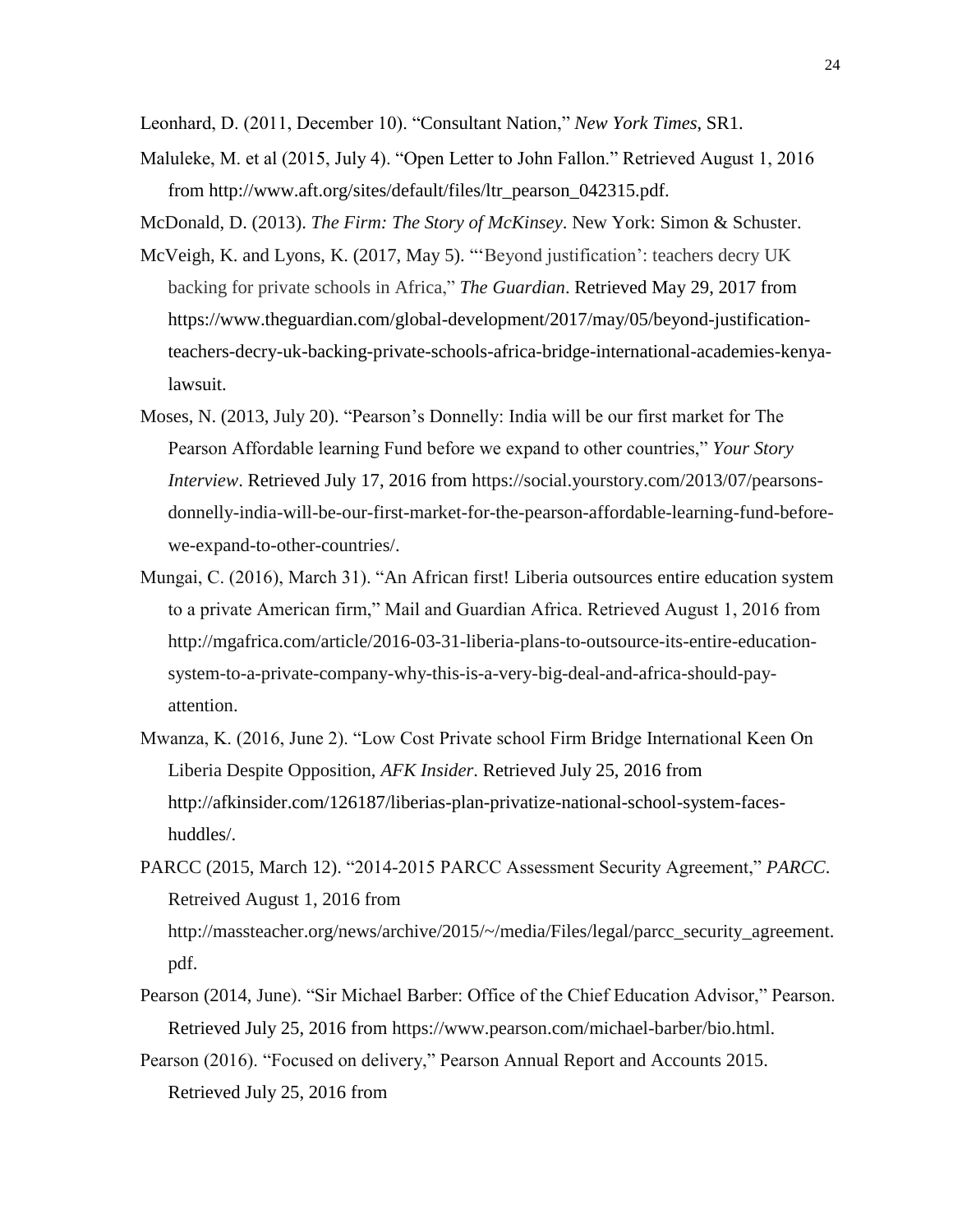Leonhard, D. (2011, December 10). "Consultant Nation," *New York Times*, SR1.

Maluleke, M. et al (2015, July 4). "Open Letter to John Fallon." Retrieved August 1, 2016 from http://www.aft.org/sites/default/files/ltr_pearson_042315.pdf.

McDonald, D. (2013). *The Firm: The Story of McKinsey*. New York: Simon & Schuster.

McVeigh, K. and Lyons, K. (2017, May 5). "'Beyond justification': teachers decry UK backing for private schools in Africa," *The Guardian*. Retrieved May 29, 2017 from https://www.theguardian.com/global-development/2017/may/05/beyond-justification-teachers-decry-uk-backing-private-schools-africa-bridge-international-academies-kenya-lawsuit.

Moses, N. (2013, July 20). "Pearson's Donnelly: India will be our first market for The Pearson Affordable learning Fund before we expand to other countries," *Your Story Interview*. Retrieved July 17, 2016 from https://social.yourstory.com/2013/07/pearsons-donnelly-india-will-be-our-first-market-for-the-pearson-affordable-learning-fund-before-we-expand-to-other-countries/.

Mungai, C. (2016), March 31). "An African first! Liberia outsources entire education system to a private American firm," Mail and Guardian Africa. Retrieved August 1, 2016 from http://mgafrica.com/article/2016-03-31-liberia-plans-to-outsource-its-entire-education-system-to-a-private-company-why-this-is-a-very-big-deal-and-africa-should-pay-attention.

Mwanza, K. (2016, June 2). "Low Cost Private school Firm Bridge International Keen On Liberia Despite Opposition, *AFK Insider*. Retrieved July 25, 2016 from http://afkinsider.com/126187/liberias-plan-privatize-national-school-system-faces-huddles/.

PARCC (2015, March 12). "2014-2015 PARCC Assessment Security Agreement," *PARCC*. Retreived August 1, 2016 from http://massteacher.org/news/archive/2015/~/media/Files/legal/parcc_security_agreement.pdf.

Pearson (2014, June). "Sir Michael Barber: Office of the Chief Education Advisor," Pearson. Retrieved July 25, 2016 from https://www.pearson.com/michael-barber/bio.html.

Pearson (2016). "Focused on delivery," Pearson Annual Report and Accounts 2015. Retrieved July 25, 2016 from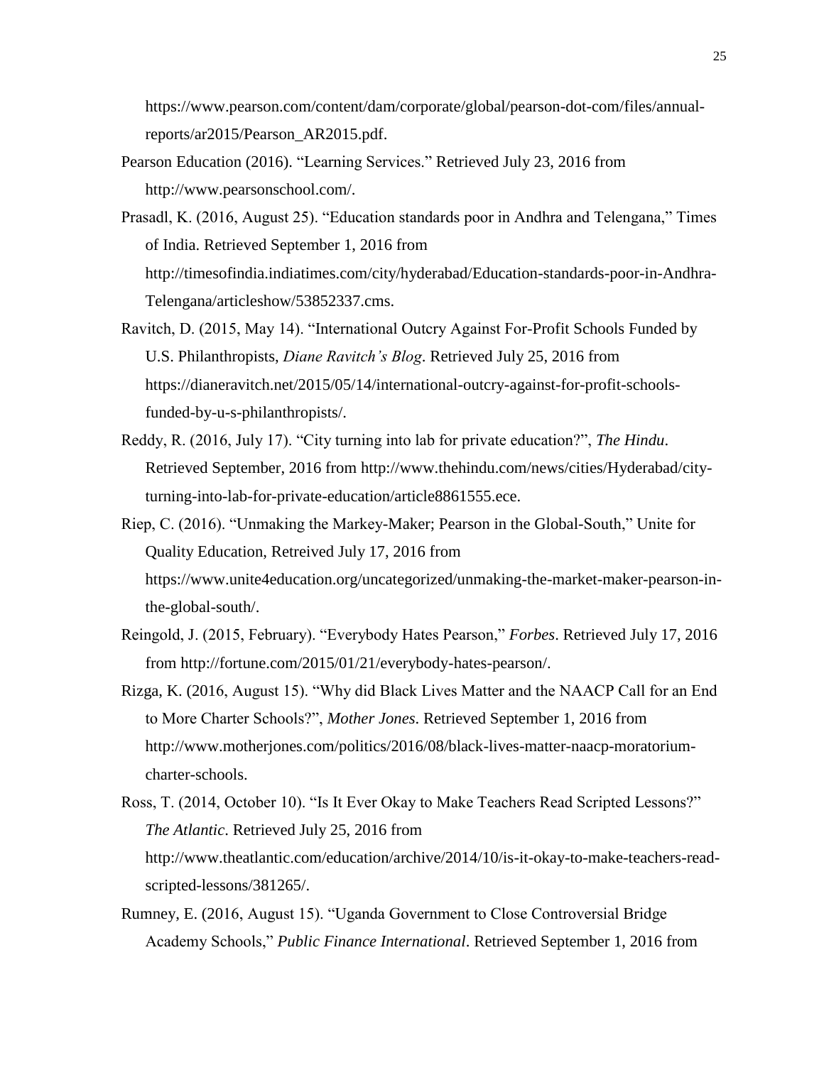https://www.pearson.com/content/dam/corporate/global/pearson-dot-com/files/annual-reports/ar2015/Pearson_AR2015.pdf.

Pearson Education (2016). "Learning Services." Retrieved July 23, 2016 from http://www.pearsonschool.com/.

Prasadl, K. (2016, August 25). "Education standards poor in Andhra and Telengana," Times of India. Retrieved September 1, 2016 from http://timesofindia.indiatimes.com/city/hyderabad/Education-standards-poor-in-Andhra-Telengana/articleshow/53852337.cms.

Ravitch, D. (2015, May 14). "International Outcry Against For-Profit Schools Funded by U.S. Philanthropists, *Diane Ravitch's Blog*. Retrieved July 25, 2016 from https://dianeravitch.net/2015/05/14/international-outcry-against-for-profit-schools-funded-by-u-s-philanthropists/.

Reddy, R. (2016, July 17). "City turning into lab for private education?", *The Hindu*. Retrieved September, 2016 from http://www.thehindu.com/news/cities/Hyderabad/city-turning-into-lab-for-private-education/article8861555.ece.

Riep, C. (2016). "Unmaking the Markey-Maker; Pearson in the Global-South," Unite for Quality Education, Retreived July 17, 2016 from https://www.unite4education.org/uncategorized/unmaking-the-market-maker-pearson-in-the-global-south/.

Reingold, J. (2015, February). "Everybody Hates Pearson," *Forbes*. Retrieved July 17, 2016 from http://fortune.com/2015/01/21/everybody-hates-pearson/.

Rizga, K. (2016, August 15). "Why did Black Lives Matter and the NAACP Call for an End to More Charter Schools?", *Mother Jones*. Retrieved September 1, 2016 from http://www.motherjones.com/politics/2016/08/black-lives-matter-naacp-moratorium-charter-schools.

Ross, T. (2014, October 10). "Is It Ever Okay to Make Teachers Read Scripted Lessons?" *The Atlantic*. Retrieved July 25, 2016 from http://www.theatlantic.com/education/archive/2014/10/is-it-okay-to-make-teachers-read-scripted-lessons/381265/.

Rumney, E. (2016, August 15). "Uganda Government to Close Controversial Bridge Academy Schools," *Public Finance International*. Retrieved September 1, 2016 from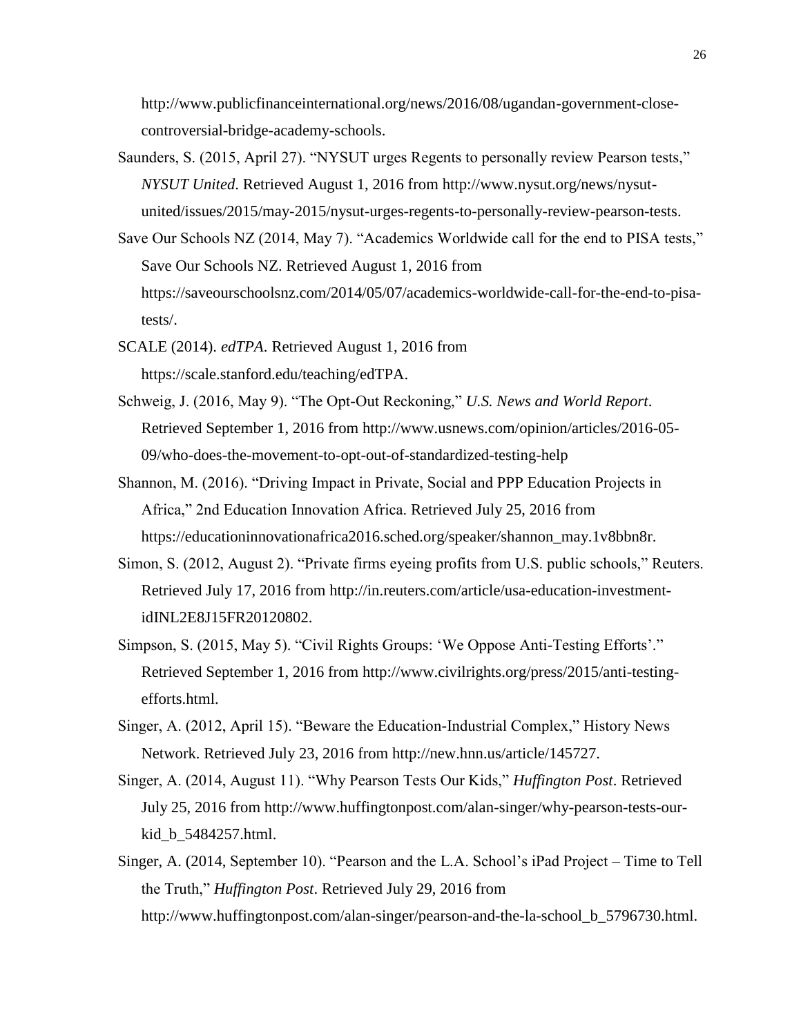http://www.publicfinanceinternational.org/news/2016/08/ugandan-government-close-controversial-bridge-academy-schools.

Saunders, S. (2015, April 27). "NYSUT urges Regents to personally review Pearson tests," *NYSUT United*. Retrieved August 1, 2016 from http://www.nysut.org/news/nysut-united/issues/2015/may-2015/nysut-urges-regents-to-personally-review-pearson-tests.

Save Our Schools NZ (2014, May 7). "Academics Worldwide call for the end to PISA tests," Save Our Schools NZ. Retrieved August 1, 2016 from https://saveourschoolsnz.com/2014/05/07/academics-worldwide-call-for-the-end-to-pisa-tests/.

SCALE (2014). *edTPA*. Retrieved August 1, 2016 from https://scale.stanford.edu/teaching/edTPA.

Schweig, J. (2016, May 9). "The Opt-Out Reckoning," *U.S. News and World Report*. Retrieved September 1, 2016 from http://www.usnews.com/opinion/articles/2016-05-09/who-does-the-movement-to-opt-out-of-standardized-testing-help

Shannon, M. (2016). "Driving Impact in Private, Social and PPP Education Projects in Africa," 2nd Education Innovation Africa. Retrieved July 25, 2016 from https://educationinnovationafrica2016.sched.org/speaker/shannon_may.1v8bbn8r.

Simon, S. (2012, August 2). "Private firms eyeing profits from U.S. public schools," Reuters. Retrieved July 17, 2016 from http://in.reuters.com/article/usa-education-investment-idINL2E8J15FR20120802.

Simpson, S. (2015, May 5). "Civil Rights Groups: 'We Oppose Anti-Testing Efforts'." Retrieved September 1, 2016 from http://www.civilrights.org/press/2015/anti-testing-efforts.html.

Singer, A. (2012, April 15). "Beware the Education-Industrial Complex," History News Network. Retrieved July 23, 2016 from http://new.hnn.us/article/145727.

Singer, A. (2014, August 11). "Why Pearson Tests Our Kids," *Huffington Post*. Retrieved July 25, 2016 from http://www.huffingtonpost.com/alan-singer/why-pearson-tests-our-kid_b_5484257.html.

Singer, A. (2014, September 10). "Pearson and the L.A. School's iPad Project – Time to Tell the Truth," *Huffington Post*. Retrieved July 29, 2016 from http://www.huffingtonpost.com/alan-singer/pearson-and-the-la-school_b_5796730.html.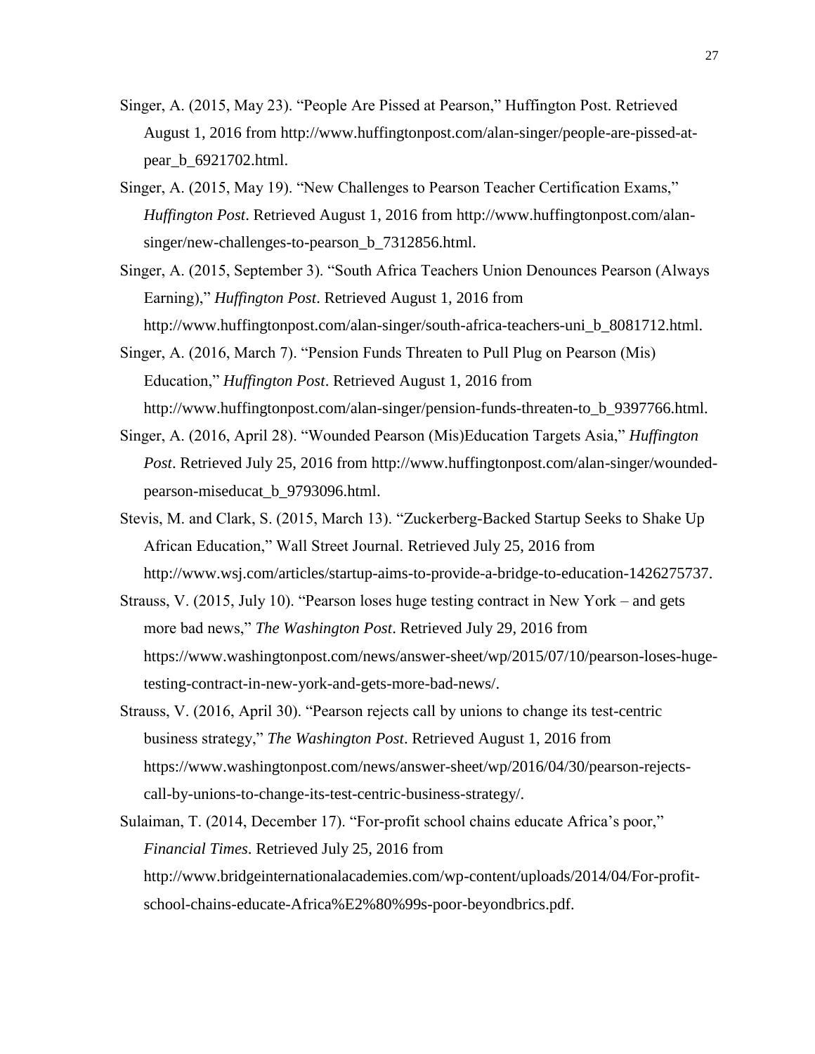Singer, A. (2015, May 23). "People Are Pissed at Pearson," Huffington Post. Retrieved August 1, 2016 from http://www.huffingtonpost.com/alan-singer/people-are-pissed-at-pear_b_6921702.html.

Singer, A. (2015, May 19). "New Challenges to Pearson Teacher Certification Exams," *Huffington Post*. Retrieved August 1, 2016 from http://www.huffingtonpost.com/alan-singer/new-challenges-to-pearson_b_7312856.html.

Singer, A. (2015, September 3). "South Africa Teachers Union Denounces Pearson (Always Earning)," *Huffington Post*. Retrieved August 1, 2016 from http://www.huffingtonpost.com/alan-singer/south-africa-teachers-uni_b_8081712.html.

Singer, A. (2016, March 7). "Pension Funds Threaten to Pull Plug on Pearson (Mis) Education," *Huffington Post*. Retrieved August 1, 2016 from http://www.huffingtonpost.com/alan-singer/pension-funds-threaten-to_b_9397766.html.

Singer, A. (2016, April 28). "Wounded Pearson (Mis)Education Targets Asia," *Huffington Post*. Retrieved July 25, 2016 from http://www.huffingtonpost.com/alan-singer/wounded-pearson-miseducat_b_9793096.html.

Stevis, M. and Clark, S. (2015, March 13). "Zuckerberg-Backed Startup Seeks to Shake Up African Education," Wall Street Journal. Retrieved July 25, 2016 from http://www.wsj.com/articles/startup-aims-to-provide-a-bridge-to-education-1426275737.

Strauss, V. (2015, July 10). "Pearson loses huge testing contract in New York – and gets more bad news," *The Washington Post*. Retrieved July 29, 2016 from https://www.washingtonpost.com/news/answer-sheet/wp/2015/07/10/pearson-loses-huge-testing-contract-in-new-york-and-gets-more-bad-news/.

Strauss, V. (2016, April 30). "Pearson rejects call by unions to change its test-centric business strategy," *The Washington Post*. Retrieved August 1, 2016 from https://www.washingtonpost.com/news/answer-sheet/wp/2016/04/30/pearson-rejects-call-by-unions-to-change-its-test-centric-business-strategy/.

Sulaiman, T. (2014, December 17). "For-profit school chains educate Africa's poor," *Financial Times*. Retrieved July 25, 2016 from http://www.bridgeinternationalacademies.com/wp-content/uploads/2014/04/For-profit-school-chains-educate-Africa%E2%80%99s-poor-beyondbrics.pdf.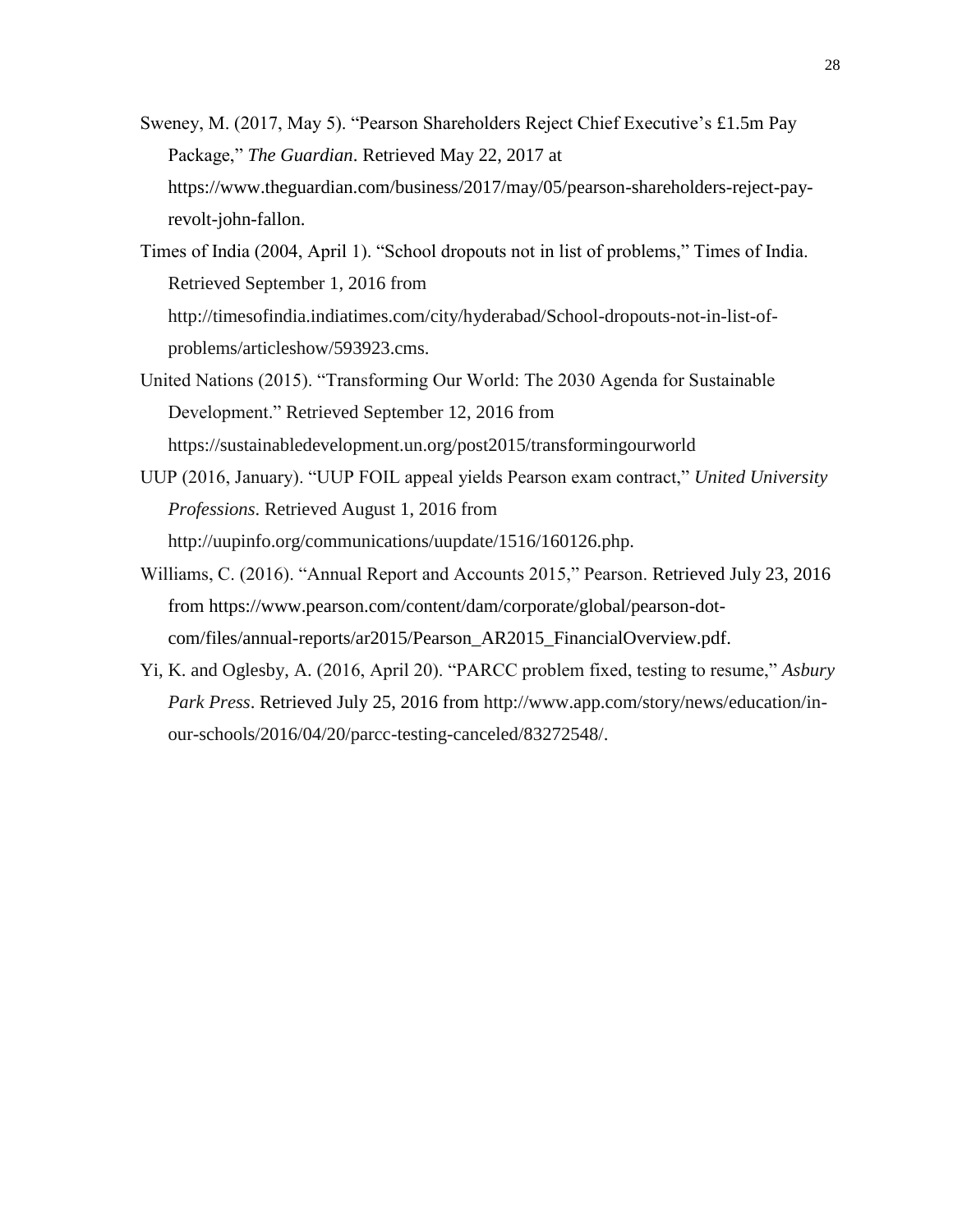Sweney, M. (2017, May 5). "Pearson Shareholders Reject Chief Executive's £1.5m Pay Package," *The Guardian*. Retrieved May 22, 2017 at https://www.theguardian.com/business/2017/may/05/pearson-shareholders-reject-pay-revolt-john-fallon.

Times of India (2004, April 1). "School dropouts not in list of problems," Times of India. Retrieved September 1, 2016 from http://timesofindia.indiatimes.com/city/hyderabad/School-dropouts-not-in-list-of-problems/articleshow/593923.cms.

United Nations (2015). "Transforming Our World: The 2030 Agenda for Sustainable Development." Retrieved September 12, 2016 from https://sustainabledevelopment.un.org/post2015/transformingourworld

UUP (2016, January). "UUP FOIL appeal yields Pearson exam contract," *United University Professions*. Retrieved August 1, 2016 from http://uupinfo.org/communications/uupdate/1516/160126.php.

Williams, C. (2016). "Annual Report and Accounts 2015," Pearson. Retrieved July 23, 2016 from https://www.pearson.com/content/dam/corporate/global/pearson-dot-com/files/annual-reports/ar2015/Pearson_AR2015_FinancialOverview.pdf.

Yi, K. and Oglesby, A. (2016, April 20). "PARCC problem fixed, testing to resume," *Asbury Park Press*. Retrieved July 25, 2016 from http://www.app.com/story/news/education/in-our-schools/2016/04/20/parcc-testing-canceled/83272548/.